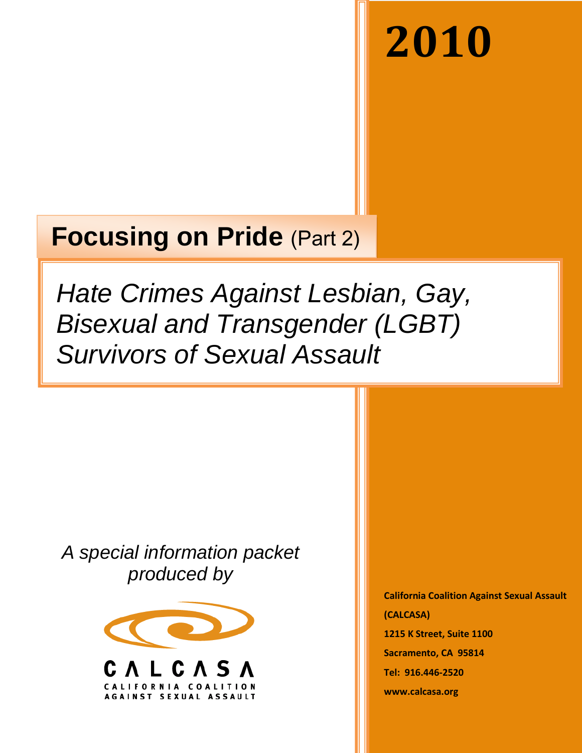# 2010

## **Focusing on Pride** (Part 2)

*Hate Crimes Against Lesbian, Gay, Bisexual and Transgender (LGBT) Survivors of Sexual Assault*

*A special information packet produced by*

CALCASA

CALIFORNIA COALITION AGAINST SEXUAL ASSAULT

**California Coalition Against Sexual Assault (CALCASA)**

**1215 K Street, Suite 1100**

**Sacramento, CA 95814**

**Tel: 916.446-2520**

**www.calcasa.org**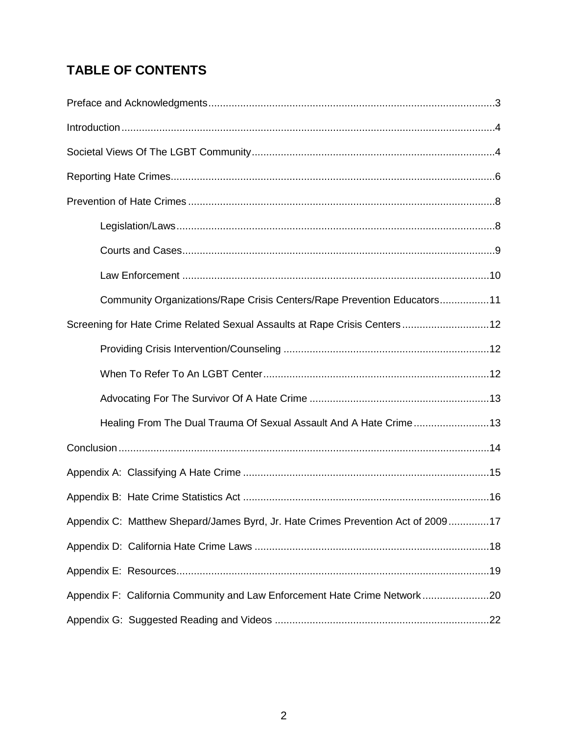## TABLE OF CONTENTS

Preface and Acknowledgments ..... 3

Introduction ..... 4

Societal Views Of The LGBT Community ..... 4

Reporting Hate Crimes ..... 6

Prevention of Hate Crimes ..... 8

- Legislation/Laws ..... 8
- Courts and Cases ..... 9
- Law Enforcement ..... 10
- Community Organizations/Rape Crisis Centers/Rape Prevention Educators ..... 11

Screening for Hate Crime Related Sexual Assaults at Rape Crisis Centers ..... 12

- Providing Crisis Intervention/Counseling ..... 12
- When To Refer To An LGBT Center ..... 12
- Advocating For The Survivor Of A Hate Crime ..... 13
- Healing From The Dual Trauma Of Sexual Assault And A Hate Crime ..... 13

Conclusion ..... 14

Appendix A: Classifying A Hate Crime ..... 15

Appendix B: Hate Crime Statistics Act ..... 16

Appendix C: Matthew Shepard/James Byrd, Jr. Hate Crimes Prevention Act of 2009 ..... 17

Appendix D: California Hate Crime Laws ..... 18

Appendix E: Resources ..... 19

Appendix F: California Community and Law Enforcement Hate Crime Network ..... 20

Appendix G: Suggested Reading and Videos ..... 22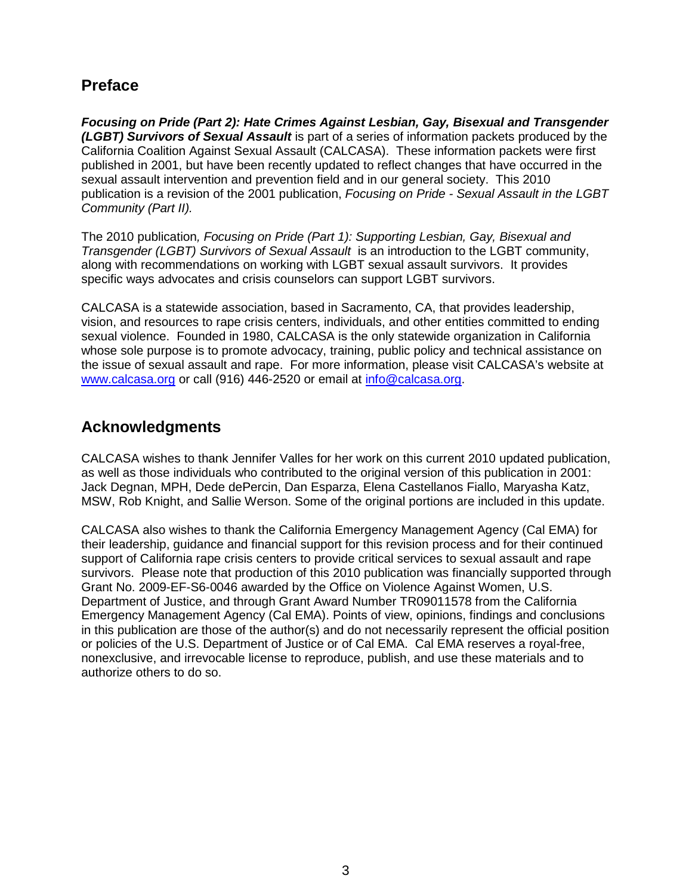## Preface

***Focusing on Pride (Part 2): Hate Crimes Against Lesbian, Gay, Bisexual and Transgender (LGBT) Survivors of Sexual Assault*** is part of a series of information packets produced by the California Coalition Against Sexual Assault (CALCASA). These information packets were first published in 2001, but have been recently updated to reflect changes that have occurred in the sexual assault intervention and prevention field and in our general society. This 2010 publication is a revision of the 2001 publication, *Focusing on Pride - Sexual Assault in the LGBT Community (Part II).*

The 2010 publication*, Focusing on Pride (Part 1): Supporting Lesbian, Gay, Bisexual and Transgender (LGBT) Survivors of Sexual Assault* is an introduction to the LGBT community, along with recommendations on working with LGBT sexual assault survivors. It provides specific ways advocates and crisis counselors can support LGBT survivors.

CALCASA is a statewide association, based in Sacramento, CA, that provides leadership, vision, and resources to rape crisis centers, individuals, and other entities committed to ending sexual violence. Founded in 1980, CALCASA is the only statewide organization in California whose sole purpose is to promote advocacy, training, public policy and technical assistance on the issue of sexual assault and rape. For more information, please visit CALCASA's website at [www.calcasa.org](http://www.calcasa.org) or call (916) 446-2520 or email at [info@calcasa.org](mailto:info@calcasa.org).

## Acknowledgments

CALCASA wishes to thank Jennifer Valles for her work on this current 2010 updated publication, as well as those individuals who contributed to the original version of this publication in 2001: Jack Degnan, MPH, Dede dePercin, Dan Esparza, Elena Castellanos Fiallo, Maryasha Katz, MSW, Rob Knight, and Sallie Werson. Some of the original portions are included in this update.

CALCASA also wishes to thank the California Emergency Management Agency (Cal EMA) for their leadership, guidance and financial support for this revision process and for their continued support of California rape crisis centers to provide critical services to sexual assault and rape survivors. Please note that production of this 2010 publication was financially supported through Grant No. 2009-EF-S6-0046 awarded by the Office on Violence Against Women, U.S. Department of Justice, and through Grant Award Number TR09011578 from the California Emergency Management Agency (Cal EMA). Points of view, opinions, findings and conclusions in this publication are those of the author(s) and do not necessarily represent the official position or policies of the U.S. Department of Justice or of Cal EMA. Cal EMA reserves a royal-free, nonexclusive, and irrevocable license to reproduce, publish, and use these materials and to authorize others to do so.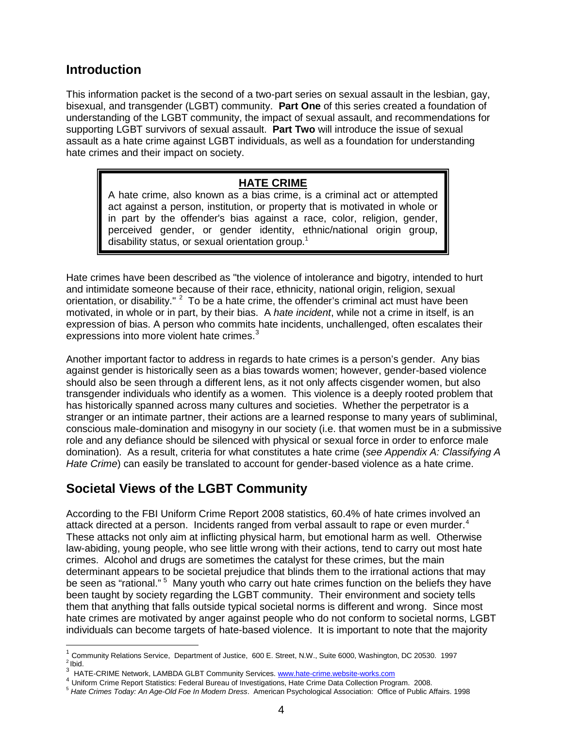## Introduction

This information packet is the second of a two-part series on sexual assault in the lesbian, gay, bisexual, and transgender (LGBT) community. **Part One** of this series created a foundation of understanding of the LGBT community, the impact of sexual assault, and recommendations for supporting LGBT survivors of sexual assault. **Part Two** will introduce the issue of sexual assault as a hate crime against LGBT individuals, as well as a foundation for understanding hate crimes and their impact on society.

> **HATE CRIME**
>
> A hate crime, also known as a bias crime, is a criminal act or attempted act against a person, institution, or property that is motivated in whole or in part by the offender's bias against a race, color, religion, gender, perceived gender, or gender identity, ethnic/national origin group, disability status, or sexual orientation group.[1]

Hate crimes have been described as "the violence of intolerance and bigotry, intended to hurt and intimidate someone because of their race, ethnicity, national origin, religion, sexual orientation, or disability." [2] To be a hate crime, the offender's criminal act must have been motivated, in whole or in part, by their bias. A *hate incident*, while not a crime in itself, is an expression of bias. A person who commits hate incidents, unchallenged, often escalates their expressions into more violent hate crimes.[3]

Another important factor to address in regards to hate crimes is a person's gender. Any bias against gender is historically seen as a bias towards women; however, gender-based violence should also be seen through a different lens, as it not only affects cisgender women, but also transgender individuals who identify as a women. This violence is a deeply rooted problem that has historically spanned across many cultures and societies. Whether the perpetrator is a stranger or an intimate partner, their actions are a learned response to many years of subliminal, conscious male-domination and misogyny in our society (i.e. that women must be in a submissive role and any defiance should be silenced with physical or sexual force in order to enforce male domination). As a result, criteria for what constitutes a hate crime (*see Appendix A: Classifying A Hate Crime*) can easily be translated to account for gender-based violence as a hate crime.

## Societal Views of the LGBT Community

According to the FBI Uniform Crime Report 2008 statistics, 60.4% of hate crimes involved an attack directed at a person. Incidents ranged from verbal assault to rape or even murder.[4] These attacks not only aim at inflicting physical harm, but emotional harm as well. Otherwise law-abiding, young people, who see little wrong with their actions, tend to carry out most hate crimes. Alcohol and drugs are sometimes the catalyst for these crimes, but the main determinant appears to be societal prejudice that blinds them to the irrational actions that may be seen as "rational." [5] Many youth who carry out hate crimes function on the beliefs they have been taught by society regarding the LGBT community. Their environment and society tells them that anything that falls outside typical societal norms is different and wrong. Since most hate crimes are motivated by anger against people who do not conform to societal norms, LGBT individuals can become targets of hate-based violence. It is important to note that the majority

---

[1] Community Relations Service, Department of Justice, 600 E. Street, N.W., Suite 6000, Washington, DC 20530. 1997

[2] Ibid.

[3] HATE-CRIME Network, LAMBDA GLBT Community Services. www.hate-crime.website-works.com

[4] Uniform Crime Report Statistics: Federal Bureau of Investigations, Hate Crime Data Collection Program. 2008.

[5] *Hate Crimes Today: An Age-Old Foe In Modern Dress*. American Psychological Association: Office of Public Affairs. 1998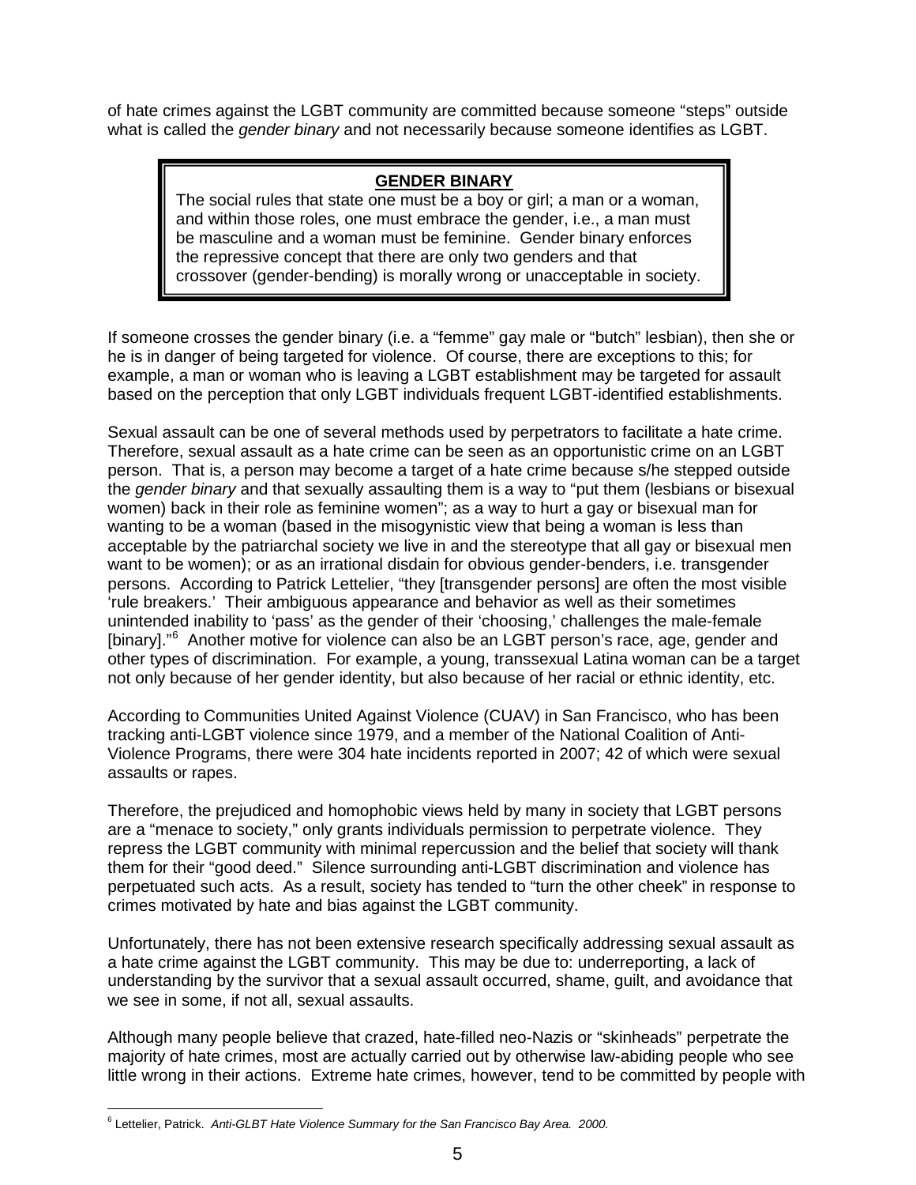of hate crimes against the LGBT community are committed because someone “steps” outside what is called the *gender binary* and not necessarily because someone identifies as LGBT.

> **GENDER BINARY**
>
> The social rules that state one must be a boy or girl; a man or a woman, and within those roles, one must embrace the gender, i.e., a man must be masculine and a woman must be feminine. Gender binary enforces the repressive concept that there are only two genders and that crossover (gender-bending) is morally wrong or unacceptable in society.

If someone crosses the gender binary (i.e. a “femme” gay male or “butch” lesbian), then she or he is in danger of being targeted for violence. Of course, there are exceptions to this; for example, a man or woman who is leaving a LGBT establishment may be targeted for assault based on the perception that only LGBT individuals frequent LGBT-identified establishments.

Sexual assault can be one of several methods used by perpetrators to facilitate a hate crime. Therefore, sexual assault as a hate crime can be seen as an opportunistic crime on an LGBT person. That is, a person may become a target of a hate crime because s/he stepped outside the *gender binary* and that sexually assaulting them is a way to “put them (lesbians or bisexual women) back in their role as feminine women”; as a way to hurt a gay or bisexual man for wanting to be a woman (based in the misogynistic view that being a woman is less than acceptable by the patriarchal society we live in and the stereotype that all gay or bisexual men want to be women); or as an irrational disdain for obvious gender-benders, i.e. transgender persons. According to Patrick Lettelier, “they [transgender persons] are often the most visible ‘rule breakers.’ Their ambiguous appearance and behavior as well as their sometimes unintended inability to ‘pass’ as the gender of their ‘choosing,’ challenges the male-female [binary].”[6] Another motive for violence can also be an LGBT person’s race, age, gender and other types of discrimination. For example, a young, transsexual Latina woman can be a target not only because of her gender identity, but also because of her racial or ethnic identity, etc.

According to Communities United Against Violence (CUAV) in San Francisco, who has been tracking anti-LGBT violence since 1979, and a member of the National Coalition of Anti-Violence Programs, there were 304 hate incidents reported in 2007; 42 of which were sexual assaults or rapes.

Therefore, the prejudiced and homophobic views held by many in society that LGBT persons are a “menace to society,” only grants individuals permission to perpetrate violence. They repress the LGBT community with minimal repercussion and the belief that society will thank them for their “good deed.” Silence surrounding anti-LGBT discrimination and violence has perpetuated such acts. As a result, society has tended to “turn the other cheek” in response to crimes motivated by hate and bias against the LGBT community.

Unfortunately, there has not been extensive research specifically addressing sexual assault as a hate crime against the LGBT community. This may be due to: underreporting, a lack of understanding by the survivor that a sexual assault occurred, shame, guilt, and avoidance that we see in some, if not all, sexual assaults.

Although many people believe that crazed, hate-filled neo-Nazis or “skinheads” perpetrate the majority of hate crimes, most are actually carried out by otherwise law-abiding people who see little wrong in their actions. Extreme hate crimes, however, tend to be committed by people with

---

[6] Lettelier, Patrick. *Anti-GLBT Hate Violence Summary for the San Francisco Bay Area. 2000.*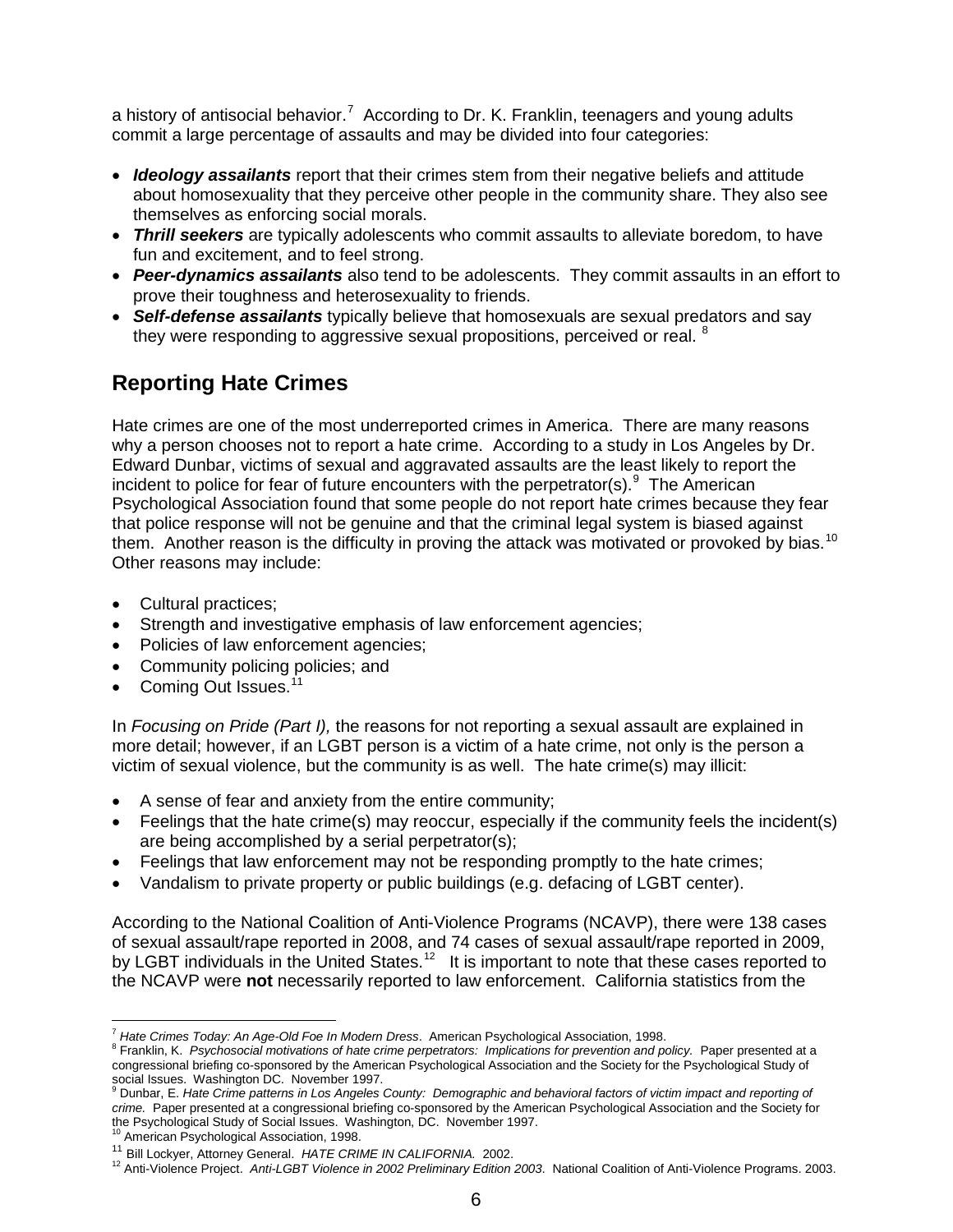a history of antisocial behavior.[7] According to Dr. K. Franklin, teenagers and young adults commit a large percentage of assaults and may be divided into four categories:

- ***Ideology assailants*** report that their crimes stem from their negative beliefs and attitude about homosexuality that they perceive other people in the community share. They also see themselves as enforcing social morals.
- ***Thrill seekers*** are typically adolescents who commit assaults to alleviate boredom, to have fun and excitement, and to feel strong.
- ***Peer-dynamics assailants*** also tend to be adolescents. They commit assaults in an effort to prove their toughness and heterosexuality to friends.
- ***Self-defense assailants*** typically believe that homosexuals are sexual predators and say they were responding to aggressive sexual propositions, perceived or real. [8]

## Reporting Hate Crimes

Hate crimes are one of the most underreported crimes in America. There are many reasons why a person chooses not to report a hate crime. According to a study in Los Angeles by Dr. Edward Dunbar, victims of sexual and aggravated assaults are the least likely to report the incident to police for fear of future encounters with the perpetrator(s).[9] The American Psychological Association found that some people do not report hate crimes because they fear that police response will not be genuine and that the criminal legal system is biased against them. Another reason is the difficulty in proving the attack was motivated or provoked by bias.[10] Other reasons may include:

- Cultural practices;
- Strength and investigative emphasis of law enforcement agencies;
- Policies of law enforcement agencies;
- Community policing policies; and
- Coming Out Issues.[11]

In *Focusing on Pride (Part I),* the reasons for not reporting a sexual assault are explained in more detail; however, if an LGBT person is a victim of a hate crime, not only is the person a victim of sexual violence, but the community is as well. The hate crime(s) may illicit:

- A sense of fear and anxiety from the entire community;
- Feelings that the hate crime(s) may reoccur, especially if the community feels the incident(s) are being accomplished by a serial perpetrator(s);
- Feelings that law enforcement may not be responding promptly to the hate crimes;
- Vandalism to private property or public buildings (e.g. defacing of LGBT center).

According to the National Coalition of Anti-Violence Programs (NCAVP), there were 138 cases of sexual assault/rape reported in 2008, and 74 cases of sexual assault/rape reported in 2009, by LGBT individuals in the United States.[12] It is important to note that these cases reported to the NCAVP were **not** necessarily reported to law enforcement. California statistics from the

---

[7] *Hate Crimes Today: An Age-Old Foe In Modern Dress*. American Psychological Association, 1998.

[8] Franklin, K. *Psychosocial motivations of hate crime perpetrators: Implications for prevention and policy.* Paper presented at a congressional briefing co-sponsored by the American Psychological Association and the Society for the Psychological Study of social Issues. Washington DC. November 1997.

[9] Dunbar, E. *Hate Crime patterns in Los Angeles County: Demographic and behavioral factors of victim impact and reporting of crime.* Paper presented at a congressional briefing co-sponsored by the American Psychological Association and the Society for the Psychological Study of Social Issues. Washington, DC. November 1997.

[10] American Psychological Association, 1998.

[11] Bill Lockyer, Attorney General. *HATE CRIME IN CALIFORNIA.* 2002.

[12] Anti-Violence Project. *Anti-LGBT Violence in 2002 Preliminary Edition 2003*. National Coalition of Anti-Violence Programs. 2003.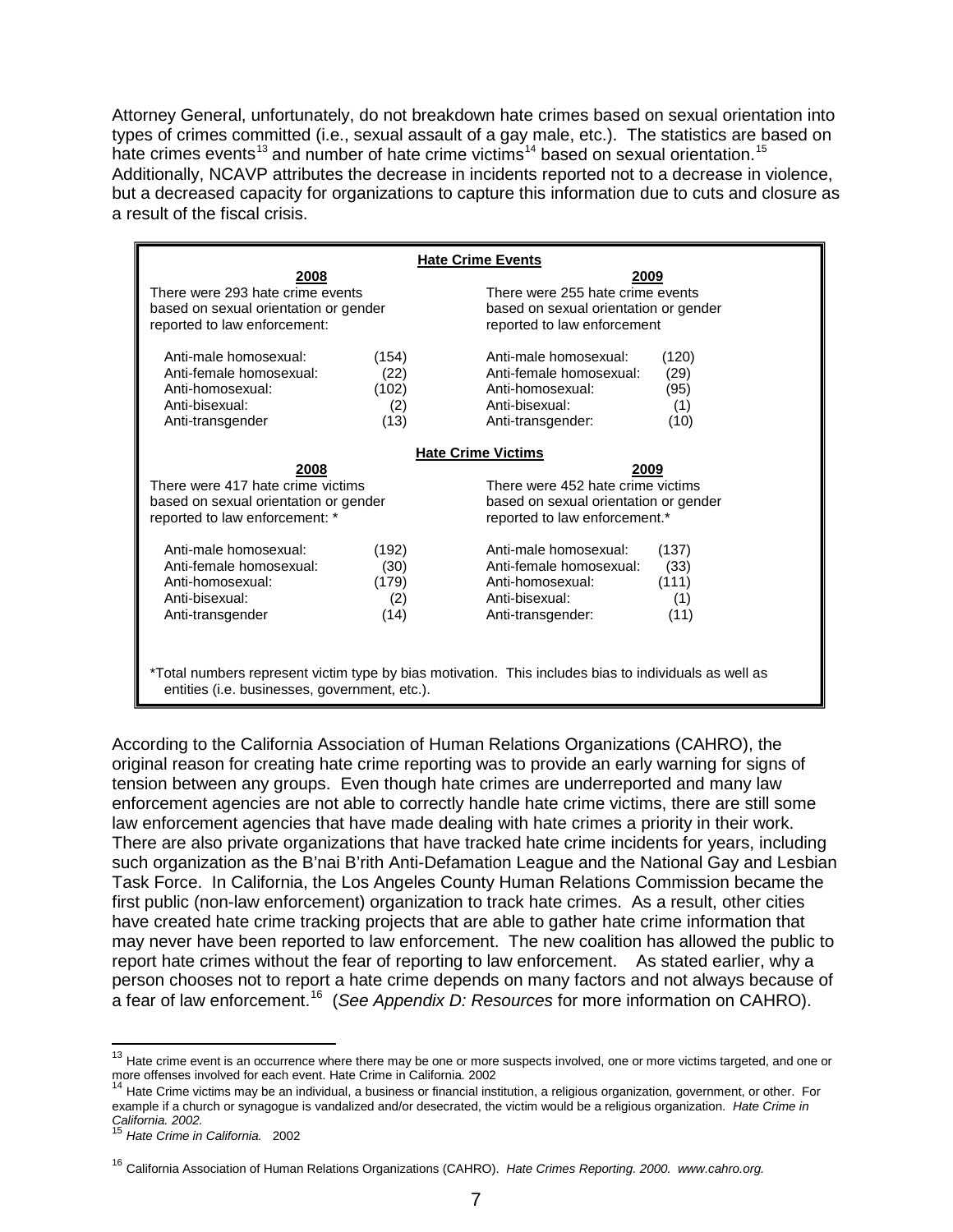Attorney General, unfortunately, do not breakdown hate crimes based on sexual orientation into types of crimes committed (i.e., sexual assault of a gay male, etc.). The statistics are based on hate crimes events[13] and number of hate crime victims[14] based on sexual orientation.[15] Additionally, NCAVP attributes the decrease in incidents reported not to a decrease in violence, but a decreased capacity for organizations to capture this information due to cuts and closure as a result of the fiscal crisis.

**Hate Crime Events**

| 2008 | | 2009 | |
|---|---|---|---|
| There were 293 hate crime events based on sexual orientation or gender reported to law enforcement: | | There were 255 hate crime events based on sexual orientation or gender reported to law enforcement | |
| Anti-male homosexual: | (154) | Anti-male homosexual: | (120) |
| Anti-female homosexual: | (22) | Anti-female homosexual: | (29) |
| Anti-homosexual: | (102) | Anti-homosexual: | (95) |
| Anti-bisexual: | (2) | Anti-bisexual: | (1) |
| Anti-transgender | (13) | Anti-transgender: | (10) |

**Hate Crime Victims**

| 2008 | | 2009 | |
|---|---|---|---|
| There were 417 hate crime victims based on sexual orientation or gender reported to law enforcement: * | | There were 452 hate crime victims based on sexual orientation or gender reported to law enforcement.* | |
| Anti-male homosexual: | (192) | Anti-male homosexual: | (137) |
| Anti-female homosexual: | (30) | Anti-female homosexual: | (33) |
| Anti-homosexual: | (179) | Anti-homosexual: | (111) |
| Anti-bisexual: | (2) | Anti-bisexual: | (1) |
| Anti-transgender | (14) | Anti-transgender: | (11) |

*Total numbers represent victim type by bias motivation. This includes bias to individuals as well as entities (i.e. businesses, government, etc.).

According to the California Association of Human Relations Organizations (CAHRO), the original reason for creating hate crime reporting was to provide an early warning for signs of tension between any groups. Even though hate crimes are underreported and many law enforcement agencies are not able to correctly handle hate crime victims, there are still some law enforcement agencies that have made dealing with hate crimes a priority in their work. There are also private organizations that have tracked hate crime incidents for years, including such organization as the B'nai B'rith Anti-Defamation League and the National Gay and Lesbian Task Force. In California, the Los Angeles County Human Relations Commission became the first public (non-law enforcement) organization to track hate crimes. As a result, other cities have created hate crime tracking projects that are able to gather hate crime information that may never have been reported to law enforcement. The new coalition has allowed the public to report hate crimes without the fear of reporting to law enforcement. As stated earlier, why a person chooses not to report a hate crime depends on many factors and not always because of a fear of law enforcement.[16] (*See Appendix D: Resources* for more information on CAHRO).

---

[13] Hate crime event is an occurrence where there may be one or more suspects involved, one or more victims targeted, and one or more offenses involved for each event. Hate Crime in California. 2002

[14] Hate Crime victims may be an individual, a business or financial institution, a religious organization, government, or other. For example if a church or synagogue is vandalized and/or desecrated, the victim would be a religious organization. *Hate Crime in California. 2002.*

[15] *Hate Crime in California.* 2002

[16] California Association of Human Relations Organizations (CAHRO). *Hate Crimes Reporting. 2000. www.cahro.org.*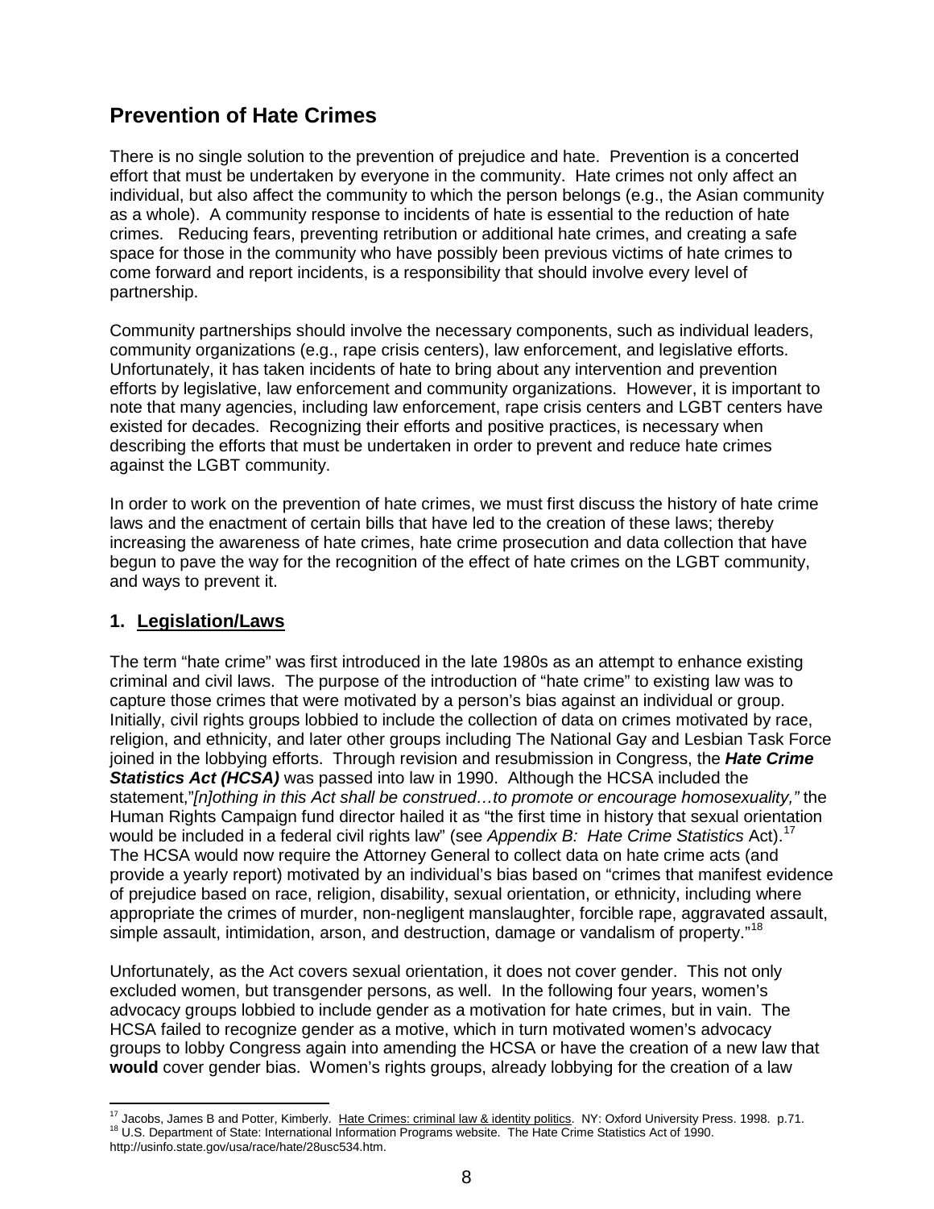## Prevention of Hate Crimes

There is no single solution to the prevention of prejudice and hate. Prevention is a concerted effort that must be undertaken by everyone in the community. Hate crimes not only affect an individual, but also affect the community to which the person belongs (e.g., the Asian community as a whole). A community response to incidents of hate is essential to the reduction of hate crimes. Reducing fears, preventing retribution or additional hate crimes, and creating a safe space for those in the community who have possibly been previous victims of hate crimes to come forward and report incidents, is a responsibility that should involve every level of partnership.

Community partnerships should involve the necessary components, such as individual leaders, community organizations (e.g., rape crisis centers), law enforcement, and legislative efforts. Unfortunately, it has taken incidents of hate to bring about any intervention and prevention efforts by legislative, law enforcement and community organizations. However, it is important to note that many agencies, including law enforcement, rape crisis centers and LGBT centers have existed for decades. Recognizing their efforts and positive practices, is necessary when describing the efforts that must be undertaken in order to prevent and reduce hate crimes against the LGBT community.

In order to work on the prevention of hate crimes, we must first discuss the history of hate crime laws and the enactment of certain bills that have led to the creation of these laws; thereby increasing the awareness of hate crimes, hate crime prosecution and data collection that have begun to pave the way for the recognition of the effect of hate crimes on the LGBT community, and ways to prevent it.

### 1. Legislation/Laws

The term "hate crime" was first introduced in the late 1980s as an attempt to enhance existing criminal and civil laws. The purpose of the introduction of "hate crime" to existing law was to capture those crimes that were motivated by a person's bias against an individual or group. Initially, civil rights groups lobbied to include the collection of data on crimes motivated by race, religion, and ethnicity, and later other groups including The National Gay and Lesbian Task Force joined in the lobbying efforts. Through revision and resubmission in Congress, the ***Hate Crime Statistics Act (HCSA)*** was passed into law in 1990. Although the HCSA included the statement,"*[n]othing in this Act shall be construed…to promote or encourage homosexuality,"* the Human Rights Campaign fund director hailed it as "the first time in history that sexual orientation would be included in a federal civil rights law" (see *Appendix B: Hate Crime Statistics* Act).[17] The HCSA would now require the Attorney General to collect data on hate crime acts (and provide a yearly report) motivated by an individual's bias based on "crimes that manifest evidence of prejudice based on race, religion, disability, sexual orientation, or ethnicity, including where appropriate the crimes of murder, non-negligent manslaughter, forcible rape, aggravated assault, simple assault, intimidation, arson, and destruction, damage or vandalism of property."[18]

Unfortunately, as the Act covers sexual orientation, it does not cover gender. This not only excluded women, but transgender persons, as well. In the following four years, women's advocacy groups lobbied to include gender as a motivation for hate crimes, but in vain. The HCSA failed to recognize gender as a motive, which in turn motivated women's advocacy groups to lobby Congress again into amending the HCSA or have the creation of a new law that **would** cover gender bias. Women's rights groups, already lobbying for the creation of a law

---

[17] Jacobs, James B and Potter, Kimberly. Hate Crimes: criminal law & identity politics. NY: Oxford University Press. 1998. p.71.

[18] U.S. Department of State: International Information Programs website. The Hate Crime Statistics Act of 1990. http://usinfo.state.gov/usa/race/hate/28usc534.htm.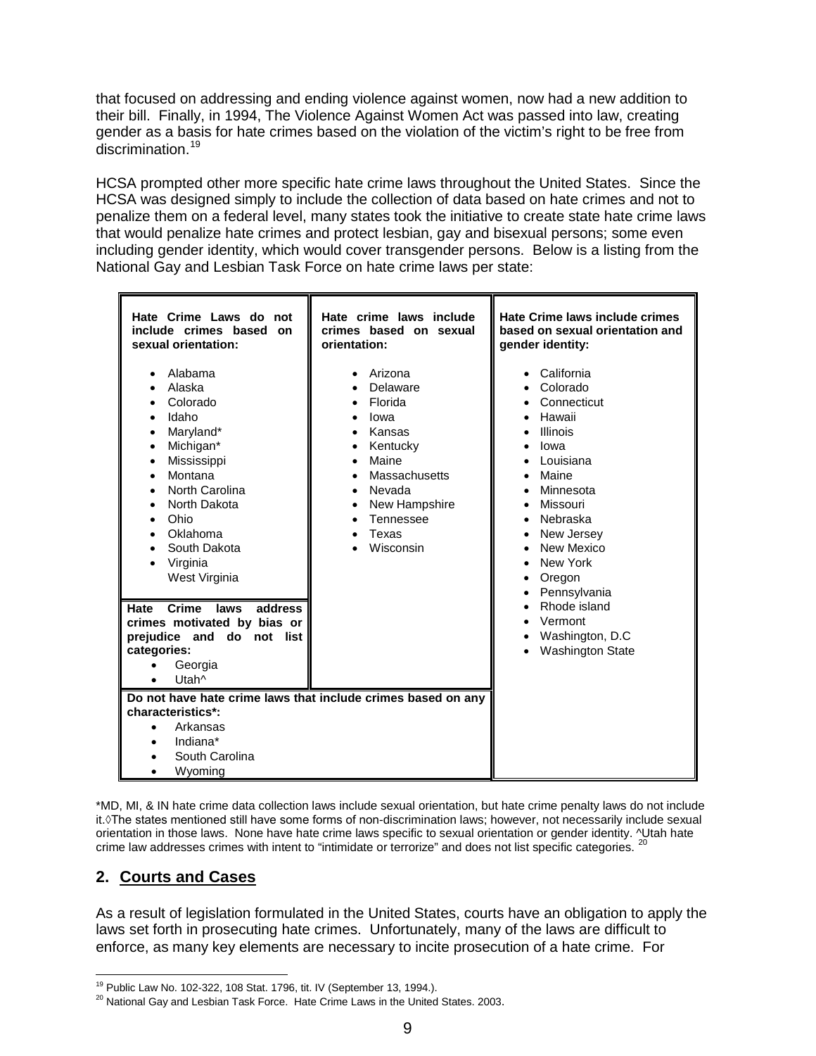that focused on addressing and ending violence against women, now had a new addition to their bill. Finally, in 1994, The Violence Against Women Act was passed into law, creating gender as a basis for hate crimes based on the violation of the victim's right to be free from discrimination.[19]

HCSA prompted other more specific hate crime laws throughout the United States. Since the HCSA was designed simply to include the collection of data based on hate crimes and not to penalize them on a federal level, many states took the initiative to create state hate crime laws that would penalize hate crimes and protect lesbian, gay and bisexual persons; some even including gender identity, which would cover transgender persons. Below is a listing from the National Gay and Lesbian Task Force on hate crime laws per state:

| Hate Crime Laws do not include crimes based on sexual orientation: | Hate crime laws include crimes based on sexual orientation: | Hate Crime laws include crimes based on sexual orientation and gender identity: |
|---|---|---|
| • Alabama<br>• Alaska<br>• Colorado<br>• Idaho<br>• Maryland*<br>• Michigan*<br>• Mississippi<br>• Montana<br>• North Carolina<br>• North Dakota<br>• Ohio<br>• Oklahoma<br>• South Dakota<br>• Virginia<br>West Virginia | • Arizona<br>• Delaware<br>• Florida<br>• Iowa<br>• Kansas<br>• Kentucky<br>• Maine<br>• Massachusetts<br>• Nevada<br>• New Hampshire<br>• Tennessee<br>• Texas<br>• Wisconsin | • California<br>• Colorado<br>• Connecticut<br>• Hawaii<br>• Illinois<br>• Iowa<br>• Louisiana<br>• Maine<br>• Minnesota<br>• Missouri<br>• Nebraska<br>• New Jersey<br>• New Mexico<br>• New York<br>• Oregon<br>• Pennsylvania<br>• Rhode island<br>• Vermont<br>• Washington, D.C<br>• Washington State |
| **Hate Crime laws address crimes motivated by bias or prejudice and do not list categories:**<br>• Georgia<br>• Utah^ | | |
| **Do not have hate crime laws that include crimes based on any characteristics*:**<br>• Arkansas<br>• Indiana*<br>• South Carolina<br>• Wyoming | | |

*MD, MI, & IN hate crime data collection laws include sexual orientation, but hate crime penalty laws do not include it.◊The states mentioned still have some forms of non-discrimination laws; however, not necessarily include sexual orientation in those laws. None have hate crime laws specific to sexual orientation or gender identity. ^Utah hate crime law addresses crimes with intent to "intimidate or terrorize" and does not list specific categories. [20]

## 2. Courts and Cases

As a result of legislation formulated in the United States, courts have an obligation to apply the laws set forth in prosecuting hate crimes. Unfortunately, many of the laws are difficult to enforce, as many key elements are necessary to incite prosecution of a hate crime. For

[19] Public Law No. 102-322, 108 Stat. 1796, tit. IV (September 13, 1994.).

[20] National Gay and Lesbian Task Force. Hate Crime Laws in the United States. 2003.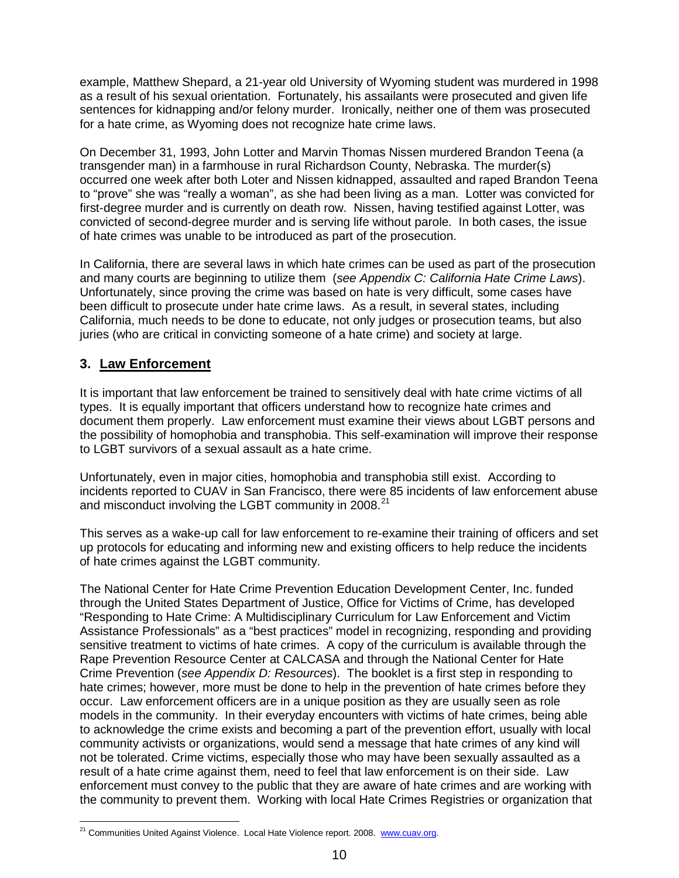example, Matthew Shepard, a 21-year old University of Wyoming student was murdered in 1998 as a result of his sexual orientation. Fortunately, his assailants were prosecuted and given life sentences for kidnapping and/or felony murder. Ironically, neither one of them was prosecuted for a hate crime, as Wyoming does not recognize hate crime laws.

On December 31, 1993, John Lotter and Marvin Thomas Nissen murdered Brandon Teena (a transgender man) in a farmhouse in rural Richardson County, Nebraska. The murder(s) occurred one week after both Loter and Nissen kidnapped, assaulted and raped Brandon Teena to "prove" she was "really a woman", as she had been living as a man. Lotter was convicted for first-degree murder and is currently on death row. Nissen, having testified against Lotter, was convicted of second-degree murder and is serving life without parole. In both cases, the issue of hate crimes was unable to be introduced as part of the prosecution.

In California, there are several laws in which hate crimes can be used as part of the prosecution and many courts are beginning to utilize them (*see Appendix C: California Hate Crime Laws*). Unfortunately, since proving the crime was based on hate is very difficult, some cases have been difficult to prosecute under hate crime laws. As a result, in several states, including California, much needs to be done to educate, not only judges or prosecution teams, but also juries (who are critical in convicting someone of a hate crime) and society at large.

### 3. <u>Law Enforcement</u>

It is important that law enforcement be trained to sensitively deal with hate crime victims of all types. It is equally important that officers understand how to recognize hate crimes and document them properly. Law enforcement must examine their views about LGBT persons and the possibility of homophobia and transphobia. This self-examination will improve their response to LGBT survivors of a sexual assault as a hate crime.

Unfortunately, even in major cities, homophobia and transphobia still exist. According to incidents reported to CUAV in San Francisco, there were 85 incidents of law enforcement abuse and misconduct involving the LGBT community in 2008.[21]

This serves as a wake-up call for law enforcement to re-examine their training of officers and set up protocols for educating and informing new and existing officers to help reduce the incidents of hate crimes against the LGBT community.

The National Center for Hate Crime Prevention Education Development Center, Inc. funded through the United States Department of Justice, Office for Victims of Crime, has developed "Responding to Hate Crime: A Multidisciplinary Curriculum for Law Enforcement and Victim Assistance Professionals" as a "best practices" model in recognizing, responding and providing sensitive treatment to victims of hate crimes. A copy of the curriculum is available through the Rape Prevention Resource Center at CALCASA and through the National Center for Hate Crime Prevention (*see Appendix D: Resources*). The booklet is a first step in responding to hate crimes; however, more must be done to help in the prevention of hate crimes before they occur. Law enforcement officers are in a unique position as they are usually seen as role models in the community. In their everyday encounters with victims of hate crimes, being able to acknowledge the crime exists and becoming a part of the prevention effort, usually with local community activists or organizations, would send a message that hate crimes of any kind will not be tolerated. Crime victims, especially those who may have been sexually assaulted as a result of a hate crime against them, need to feel that law enforcement is on their side. Law enforcement must convey to the public that they are aware of hate crimes and are working with the community to prevent them. Working with local Hate Crimes Registries or organization that

---

[21] Communities United Against Violence. Local Hate Violence report. 2008. www.cuav.org.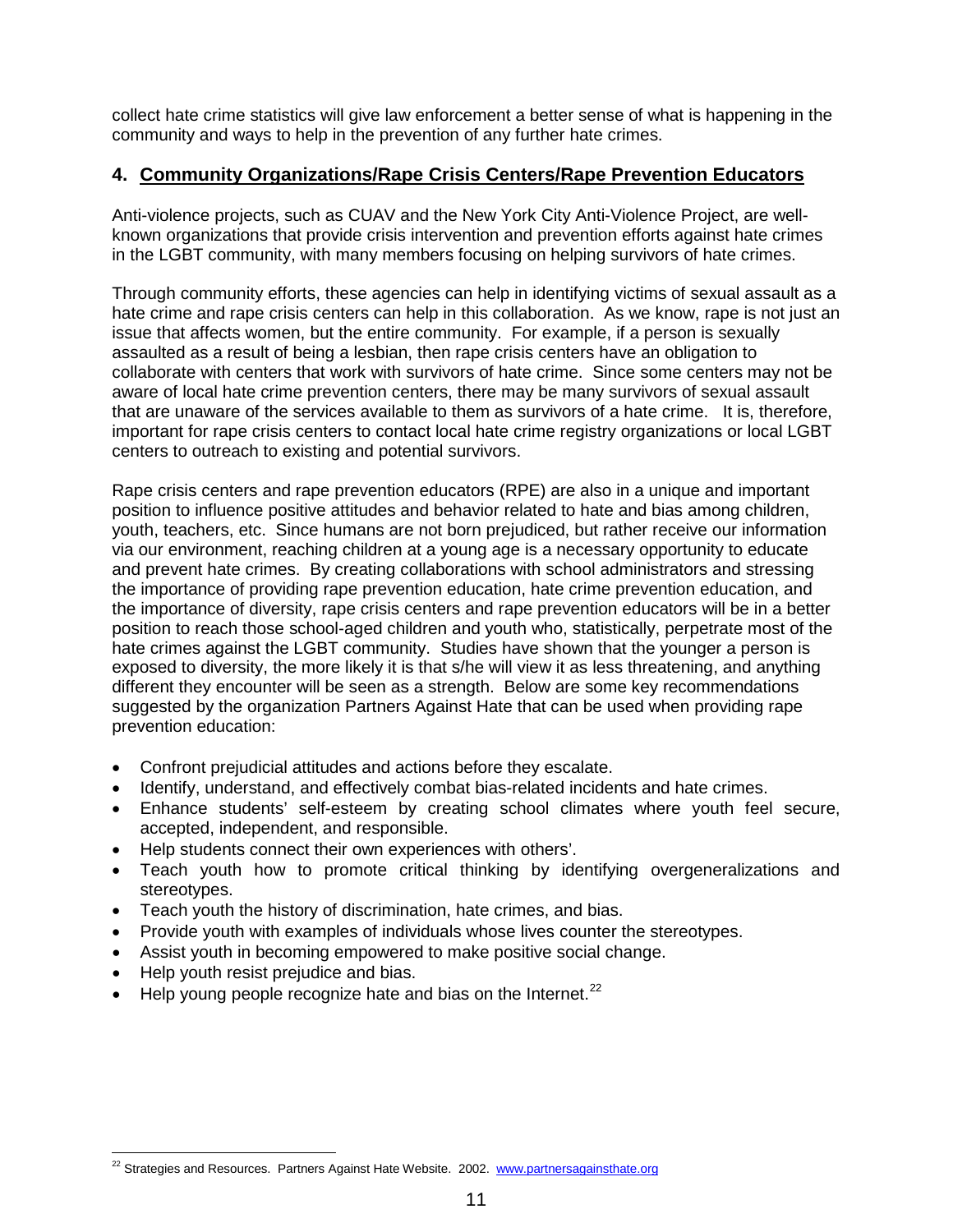collect hate crime statistics will give law enforcement a better sense of what is happening in the community and ways to help in the prevention of any further hate crimes.

## 4. Community Organizations/Rape Crisis Centers/Rape Prevention Educators

Anti-violence projects, such as CUAV and the New York City Anti-Violence Project, are well-known organizations that provide crisis intervention and prevention efforts against hate crimes in the LGBT community, with many members focusing on helping survivors of hate crimes.

Through community efforts, these agencies can help in identifying victims of sexual assault as a hate crime and rape crisis centers can help in this collaboration. As we know, rape is not just an issue that affects women, but the entire community. For example, if a person is sexually assaulted as a result of being a lesbian, then rape crisis centers have an obligation to collaborate with centers that work with survivors of hate crime. Since some centers may not be aware of local hate crime prevention centers, there may be many survivors of sexual assault that are unaware of the services available to them as survivors of a hate crime. It is, therefore, important for rape crisis centers to contact local hate crime registry organizations or local LGBT centers to outreach to existing and potential survivors.

Rape crisis centers and rape prevention educators (RPE) are also in a unique and important position to influence positive attitudes and behavior related to hate and bias among children, youth, teachers, etc. Since humans are not born prejudiced, but rather receive our information via our environment, reaching children at a young age is a necessary opportunity to educate and prevent hate crimes. By creating collaborations with school administrators and stressing the importance of providing rape prevention education, hate crime prevention education, and the importance of diversity, rape crisis centers and rape prevention educators will be in a better position to reach those school-aged children and youth who, statistically, perpetrate most of the hate crimes against the LGBT community. Studies have shown that the younger a person is exposed to diversity, the more likely it is that s/he will view it as less threatening, and anything different they encounter will be seen as a strength. Below are some key recommendations suggested by the organization Partners Against Hate that can be used when providing rape prevention education:

- Confront prejudicial attitudes and actions before they escalate.
- Identify, understand, and effectively combat bias-related incidents and hate crimes.
- Enhance students' self-esteem by creating school climates where youth feel secure, accepted, independent, and responsible.
- Help students connect their own experiences with others'.
- Teach youth how to promote critical thinking by identifying overgeneralizations and stereotypes.
- Teach youth the history of discrimination, hate crimes, and bias.
- Provide youth with examples of individuals whose lives counter the stereotypes.
- Assist youth in becoming empowered to make positive social change.
- Help youth resist prejudice and bias.
- Help young people recognize hate and bias on the Internet.[22]

[22] Strategies and Resources. Partners Against Hate Website. 2002. www.partnersagainsthate.org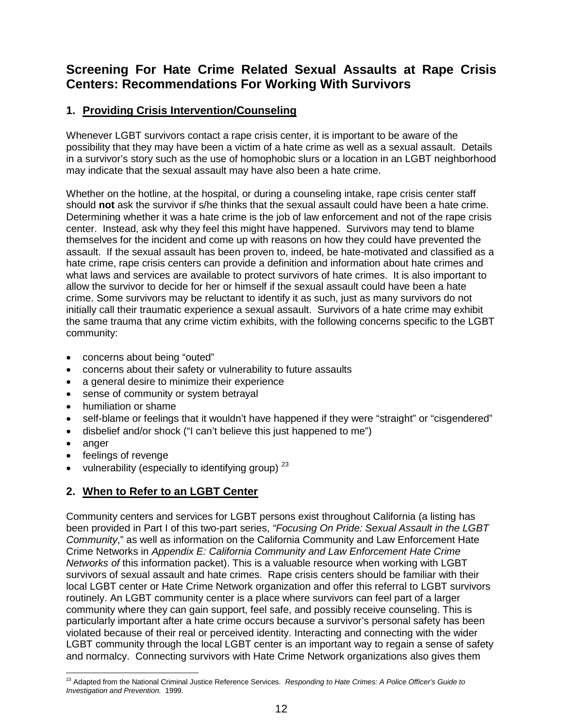## Screening For Hate Crime Related Sexual Assaults at Rape Crisis Centers: Recommendations For Working With Survivors

### 1. Providing Crisis Intervention/Counseling

Whenever LGBT survivors contact a rape crisis center, it is important to be aware of the possibility that they may have been a victim of a hate crime as well as a sexual assault. Details in a survivor's story such as the use of homophobic slurs or a location in an LGBT neighborhood may indicate that the sexual assault may have also been a hate crime.

Whether on the hotline, at the hospital, or during a counseling intake, rape crisis center staff should **not** ask the survivor if s/he thinks that the sexual assault could have been a hate crime. Determining whether it was a hate crime is the job of law enforcement and not of the rape crisis center. Instead, ask why they feel this might have happened. Survivors may tend to blame themselves for the incident and come up with reasons on how they could have prevented the assault. If the sexual assault has been proven to, indeed, be hate-motivated and classified as a hate crime, rape crisis centers can provide a definition and information about hate crimes and what laws and services are available to protect survivors of hate crimes. It is also important to allow the survivor to decide for her or himself if the sexual assault could have been a hate crime. Some survivors may be reluctant to identify it as such, just as many survivors do not initially call their traumatic experience a sexual assault. Survivors of a hate crime may exhibit the same trauma that any crime victim exhibits, with the following concerns specific to the LGBT community:

- concerns about being "outed"
- concerns about their safety or vulnerability to future assaults
- a general desire to minimize their experience
- sense of community or system betrayal
- humiliation or shame
- self-blame or feelings that it wouldn't have happened if they were "straight" or "cisgendered"
- disbelief and/or shock ("I can't believe this just happened to me")
- anger
- feelings of revenge
- vulnerability (especially to identifying group) [23]

### 2. When to Refer to an LGBT Center

Community centers and services for LGBT persons exist throughout California (a listing has been provided in Part I of this two-part series, *"Focusing On Pride: Sexual Assault in the LGBT Community*," as well as information on the California Community and Law Enforcement Hate Crime Networks in *Appendix E: California Community and Law Enforcement Hate Crime Networks of* this information packet). This is a valuable resource when working with LGBT survivors of sexual assault and hate crimes. Rape crisis centers should be familiar with their local LGBT center or Hate Crime Network organization and offer this referral to LGBT survivors routinely. An LGBT community center is a place where survivors can feel part of a larger community where they can gain support, feel safe, and possibly receive counseling. This is particularly important after a hate crime occurs because a survivor's personal safety has been violated because of their real or perceived identity. Interacting and connecting with the wider LGBT community through the local LGBT center is an important way to regain a sense of safety and normalcy. Connecting survivors with Hate Crime Network organizations also gives them

[23] Adapted from the National Criminal Justice Reference Services. *Responding to Hate Crimes: A Police Officer's Guide to Investigation and Prevention.* 1999.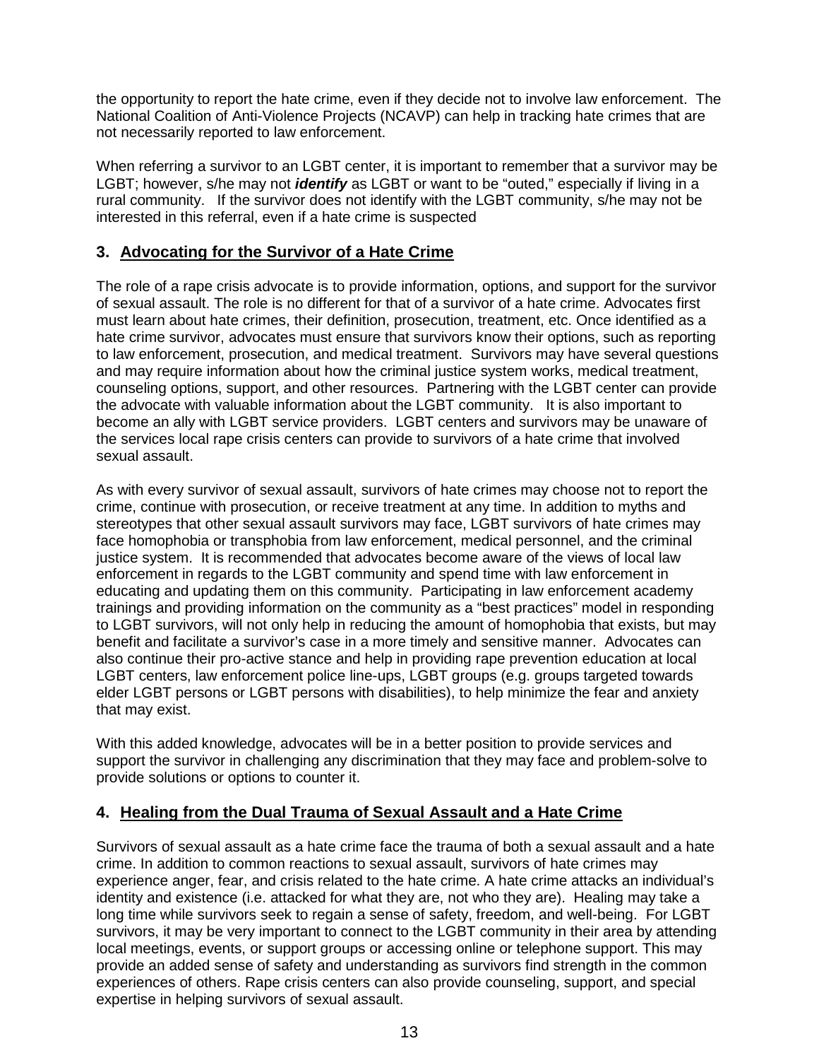the opportunity to report the hate crime, even if they decide not to involve law enforcement. The National Coalition of Anti-Violence Projects (NCAVP) can help in tracking hate crimes that are not necessarily reported to law enforcement.

When referring a survivor to an LGBT center, it is important to remember that a survivor may be LGBT; however, s/he may not ***identify*** as LGBT or want to be "outed," especially if living in a rural community. If the survivor does not identify with the LGBT community, s/he may not be interested in this referral, even if a hate crime is suspected

## 3. Advocating for the Survivor of a Hate Crime

The role of a rape crisis advocate is to provide information, options, and support for the survivor of sexual assault. The role is no different for that of a survivor of a hate crime. Advocates first must learn about hate crimes, their definition, prosecution, treatment, etc. Once identified as a hate crime survivor, advocates must ensure that survivors know their options, such as reporting to law enforcement, prosecution, and medical treatment. Survivors may have several questions and may require information about how the criminal justice system works, medical treatment, counseling options, support, and other resources. Partnering with the LGBT center can provide the advocate with valuable information about the LGBT community. It is also important to become an ally with LGBT service providers. LGBT centers and survivors may be unaware of the services local rape crisis centers can provide to survivors of a hate crime that involved sexual assault.

As with every survivor of sexual assault, survivors of hate crimes may choose not to report the crime, continue with prosecution, or receive treatment at any time. In addition to myths and stereotypes that other sexual assault survivors may face, LGBT survivors of hate crimes may face homophobia or transphobia from law enforcement, medical personnel, and the criminal justice system. It is recommended that advocates become aware of the views of local law enforcement in regards to the LGBT community and spend time with law enforcement in educating and updating them on this community. Participating in law enforcement academy trainings and providing information on the community as a "best practices" model in responding to LGBT survivors, will not only help in reducing the amount of homophobia that exists, but may benefit and facilitate a survivor's case in a more timely and sensitive manner. Advocates can also continue their pro-active stance and help in providing rape prevention education at local LGBT centers, law enforcement police line-ups, LGBT groups (e.g. groups targeted towards elder LGBT persons or LGBT persons with disabilities), to help minimize the fear and anxiety that may exist.

With this added knowledge, advocates will be in a better position to provide services and support the survivor in challenging any discrimination that they may face and problem-solve to provide solutions or options to counter it.

## 4. Healing from the Dual Trauma of Sexual Assault and a Hate Crime

Survivors of sexual assault as a hate crime face the trauma of both a sexual assault and a hate crime. In addition to common reactions to sexual assault, survivors of hate crimes may experience anger, fear, and crisis related to the hate crime. A hate crime attacks an individual's identity and existence (i.e. attacked for what they are, not who they are). Healing may take a long time while survivors seek to regain a sense of safety, freedom, and well-being. For LGBT survivors, it may be very important to connect to the LGBT community in their area by attending local meetings, events, or support groups or accessing online or telephone support. This may provide an added sense of safety and understanding as survivors find strength in the common experiences of others. Rape crisis centers can also provide counseling, support, and special expertise in helping survivors of sexual assault.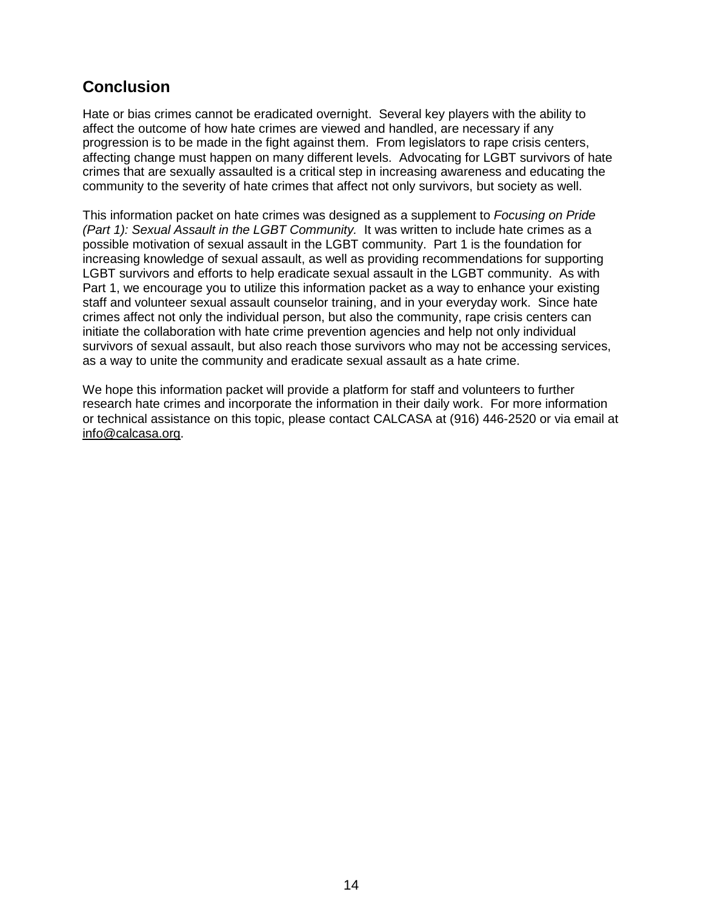## Conclusion

Hate or bias crimes cannot be eradicated overnight. Several key players with the ability to affect the outcome of how hate crimes are viewed and handled, are necessary if any progression is to be made in the fight against them. From legislators to rape crisis centers, affecting change must happen on many different levels. Advocating for LGBT survivors of hate crimes that are sexually assaulted is a critical step in increasing awareness and educating the community to the severity of hate crimes that affect not only survivors, but society as well.

This information packet on hate crimes was designed as a supplement to *Focusing on Pride (Part 1): Sexual Assault in the LGBT Community.* It was written to include hate crimes as a possible motivation of sexual assault in the LGBT community. Part 1 is the foundation for increasing knowledge of sexual assault, as well as providing recommendations for supporting LGBT survivors and efforts to help eradicate sexual assault in the LGBT community. As with Part 1, we encourage you to utilize this information packet as a way to enhance your existing staff and volunteer sexual assault counselor training, and in your everyday work. Since hate crimes affect not only the individual person, but also the community, rape crisis centers can initiate the collaboration with hate crime prevention agencies and help not only individual survivors of sexual assault, but also reach those survivors who may not be accessing services, as a way to unite the community and eradicate sexual assault as a hate crime.

We hope this information packet will provide a platform for staff and volunteers to further research hate crimes and incorporate the information in their daily work. For more information or technical assistance on this topic, please contact CALCASA at (916) 446-2520 or via email at info@calcasa.org.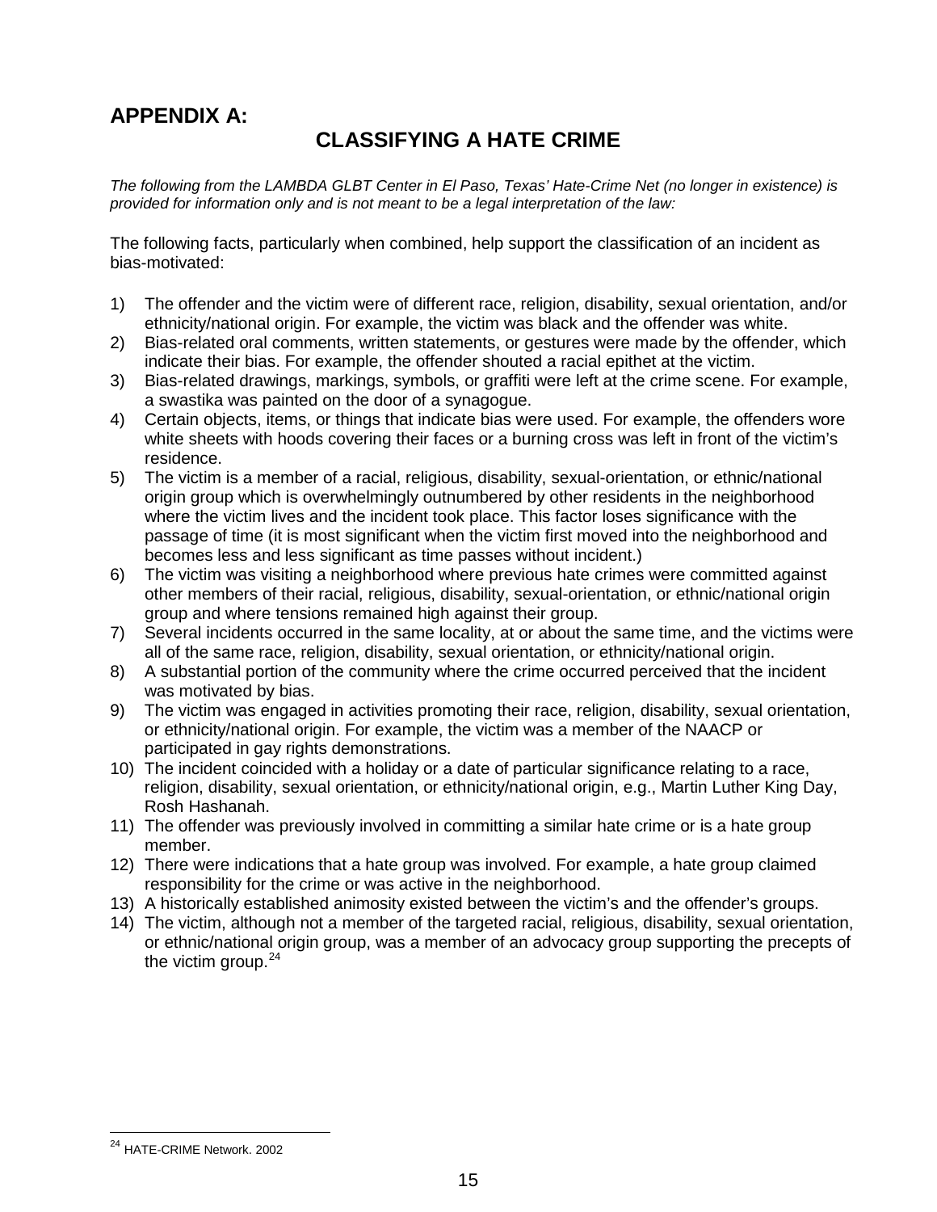## APPENDIX A:

# CLASSIFYING A HATE CRIME

*The following from the LAMBDA GLBT Center in El Paso, Texas' Hate-Crime Net (no longer in existence) is provided for information only and is not meant to be a legal interpretation of the law:*

The following facts, particularly when combined, help support the classification of an incident as bias-motivated:

1) The offender and the victim were of different race, religion, disability, sexual orientation, and/or ethnicity/national origin. For example, the victim was black and the offender was white.
2) Bias-related oral comments, written statements, or gestures were made by the offender, which indicate their bias. For example, the offender shouted a racial epithet at the victim.
3) Bias-related drawings, markings, symbols, or graffiti were left at the crime scene. For example, a swastika was painted on the door of a synagogue.
4) Certain objects, items, or things that indicate bias were used. For example, the offenders wore white sheets with hoods covering their faces or a burning cross was left in front of the victim's residence.
5) The victim is a member of a racial, religious, disability, sexual-orientation, or ethnic/national origin group which is overwhelmingly outnumbered by other residents in the neighborhood where the victim lives and the incident took place. This factor loses significance with the passage of time (it is most significant when the victim first moved into the neighborhood and becomes less and less significant as time passes without incident.)
6) The victim was visiting a neighborhood where previous hate crimes were committed against other members of their racial, religious, disability, sexual-orientation, or ethnic/national origin group and where tensions remained high against their group.
7) Several incidents occurred in the same locality, at or about the same time, and the victims were all of the same race, religion, disability, sexual orientation, or ethnicity/national origin.
8) A substantial portion of the community where the crime occurred perceived that the incident was motivated by bias.
9) The victim was engaged in activities promoting their race, religion, disability, sexual orientation, or ethnicity/national origin. For example, the victim was a member of the NAACP or participated in gay rights demonstrations.
10) The incident coincided with a holiday or a date of particular significance relating to a race, religion, disability, sexual orientation, or ethnicity/national origin, e.g., Martin Luther King Day, Rosh Hashanah.
11) The offender was previously involved in committing a similar hate crime or is a hate group member.
12) There were indications that a hate group was involved. For example, a hate group claimed responsibility for the crime or was active in the neighborhood.
13) A historically established animosity existed between the victim's and the offender's groups.
14) The victim, although not a member of the targeted racial, religious, disability, sexual orientation, or ethnic/national origin group, was a member of an advocacy group supporting the precepts of the victim group.[24]

---

[24] HATE-CRIME Network. 2002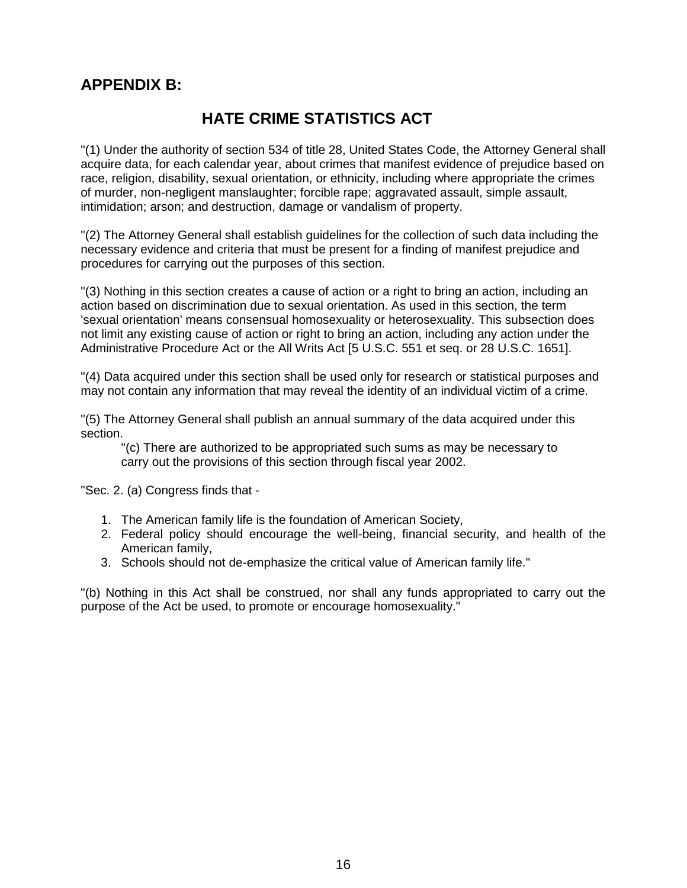## APPENDIX B:

# HATE CRIME STATISTICS ACT

"(1) Under the authority of section 534 of title 28, United States Code, the Attorney General shall acquire data, for each calendar year, about crimes that manifest evidence of prejudice based on race, religion, disability, sexual orientation, or ethnicity, including where appropriate the crimes of murder, non-negligent manslaughter; forcible rape; aggravated assault, simple assault, intimidation; arson; and destruction, damage or vandalism of property.

"(2) The Attorney General shall establish guidelines for the collection of such data including the necessary evidence and criteria that must be present for a finding of manifest prejudice and procedures for carrying out the purposes of this section.

"(3) Nothing in this section creates a cause of action or a right to bring an action, including an action based on discrimination due to sexual orientation. As used in this section, the term 'sexual orientation' means consensual homosexuality or heterosexuality. This subsection does not limit any existing cause of action or right to bring an action, including any action under the Administrative Procedure Act or the All Writs Act [5 U.S.C. 551 et seq. or 28 U.S.C. 1651].

"(4) Data acquired under this section shall be used only for research or statistical purposes and may not contain any information that may reveal the identity of an individual victim of a crime.

"(5) The Attorney General shall publish an annual summary of the data acquired under this section.

> "(c) There are authorized to be appropriated such sums as may be necessary to carry out the provisions of this section through fiscal year 2002.

"Sec. 2. (a) Congress finds that -

1. The American family life is the foundation of American Society,
2. Federal policy should encourage the well-being, financial security, and health of the American family,
3. Schools should not de-emphasize the critical value of American family life."

"(b) Nothing in this Act shall be construed, nor shall any funds appropriated to carry out the purpose of the Act be used, to promote or encourage homosexuality."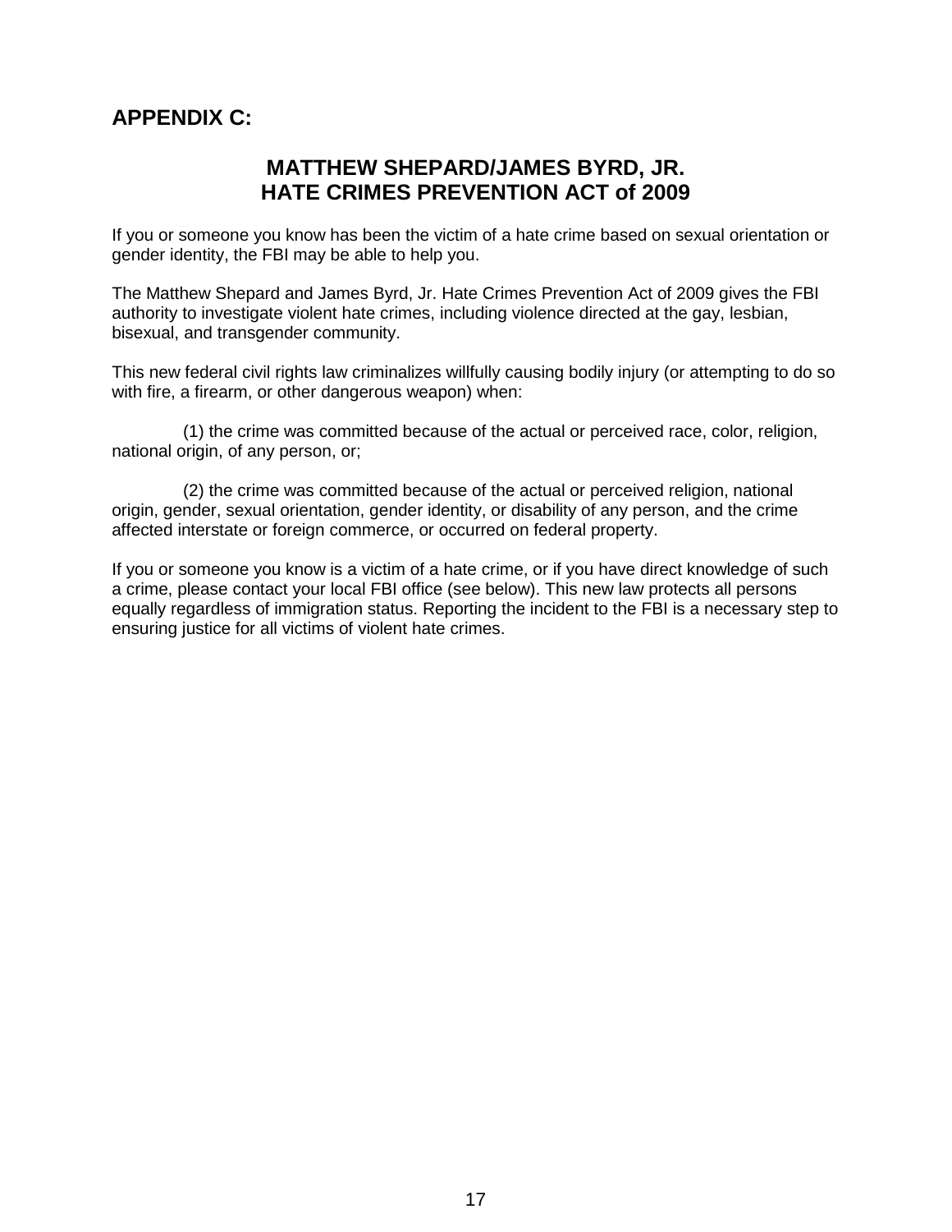## APPENDIX C:

### MATTHEW SHEPARD/JAMES BYRD, JR. HATE CRIMES PREVENTION ACT of 2009

If you or someone you know has been the victim of a hate crime based on sexual orientation or gender identity, the FBI may be able to help you.

The Matthew Shepard and James Byrd, Jr. Hate Crimes Prevention Act of 2009 gives the FBI authority to investigate violent hate crimes, including violence directed at the gay, lesbian, bisexual, and transgender community.

This new federal civil rights law criminalizes willfully causing bodily injury (or attempting to do so with fire, a firearm, or other dangerous weapon) when:

(1) the crime was committed because of the actual or perceived race, color, religion, national origin, of any person, or;

(2) the crime was committed because of the actual or perceived religion, national origin, gender, sexual orientation, gender identity, or disability of any person, and the crime affected interstate or foreign commerce, or occurred on federal property.

If you or someone you know is a victim of a hate crime, or if you have direct knowledge of such a crime, please contact your local FBI office (see below). This new law protects all persons equally regardless of immigration status. Reporting the incident to the FBI is a necessary step to ensuring justice for all victims of violent hate crimes.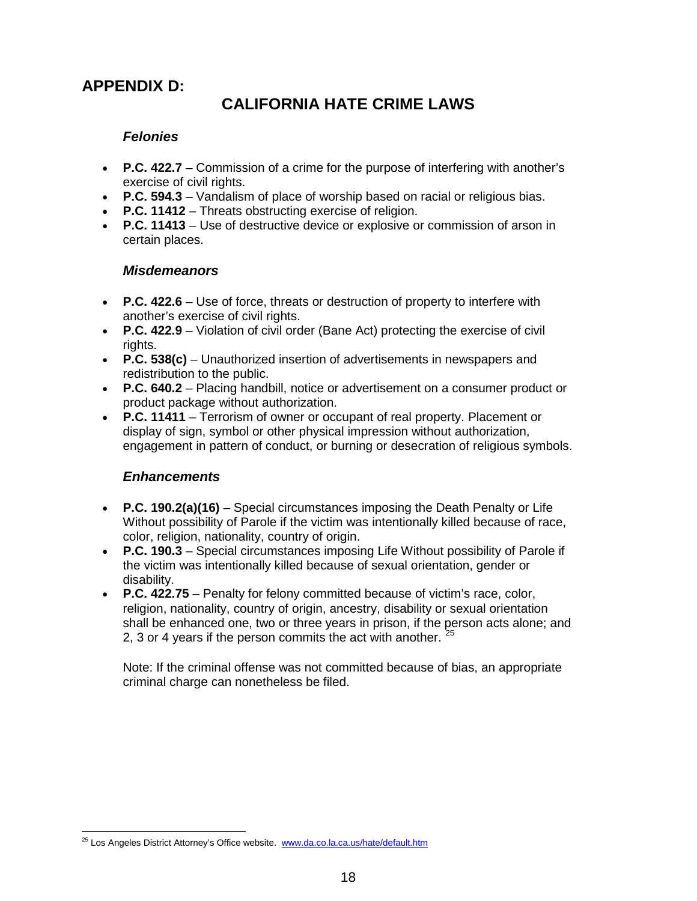## APPENDIX D:

# CALIFORNIA HATE CRIME LAWS

### *Felonies*

- **P.C. 422.7** – Commission of a crime for the purpose of interfering with another's exercise of civil rights.
- **P.C. 594.3** – Vandalism of place of worship based on racial or religious bias.
- **P.C. 11412** – Threats obstructing exercise of religion.
- **P.C. 11413** – Use of destructive device or explosive or commission of arson in certain places.

### *Misdemeanors*

- **P.C. 422.6** – Use of force, threats or destruction of property to interfere with another's exercise of civil rights.
- **P.C. 422.9** – Violation of civil order (Bane Act) protecting the exercise of civil rights.
- **P.C. 538(c)** – Unauthorized insertion of advertisements in newspapers and redistribution to the public.
- **P.C. 640.2** – Placing handbill, notice or advertisement on a consumer product or product package without authorization.
- **P.C. 11411** – Terrorism of owner or occupant of real property. Placement or display of sign, symbol or other physical impression without authorization, engagement in pattern of conduct, or burning or desecration of religious symbols.

### *Enhancements*

- **P.C. 190.2(a)(16)** – Special circumstances imposing the Death Penalty or Life Without possibility of Parole if the victim was intentionally killed because of race, color, religion, nationality, country of origin.
- **P.C. 190.3** – Special circumstances imposing Life Without possibility of Parole if the victim was intentionally killed because of sexual orientation, gender or disability.
- **P.C. 422.75** – Penalty for felony committed because of victim's race, color, religion, nationality, country of origin, ancestry, disability or sexual orientation shall be enhanced one, two or three years in prison, if the person acts alone; and 2, 3 or 4 years if the person commits the act with another. [25]

Note: If the criminal offense was not committed because of bias, an appropriate criminal charge can nonetheless be filed.

[25] Los Angeles District Attorney's Office website. www.da.co.la.ca.us/hate/default.htm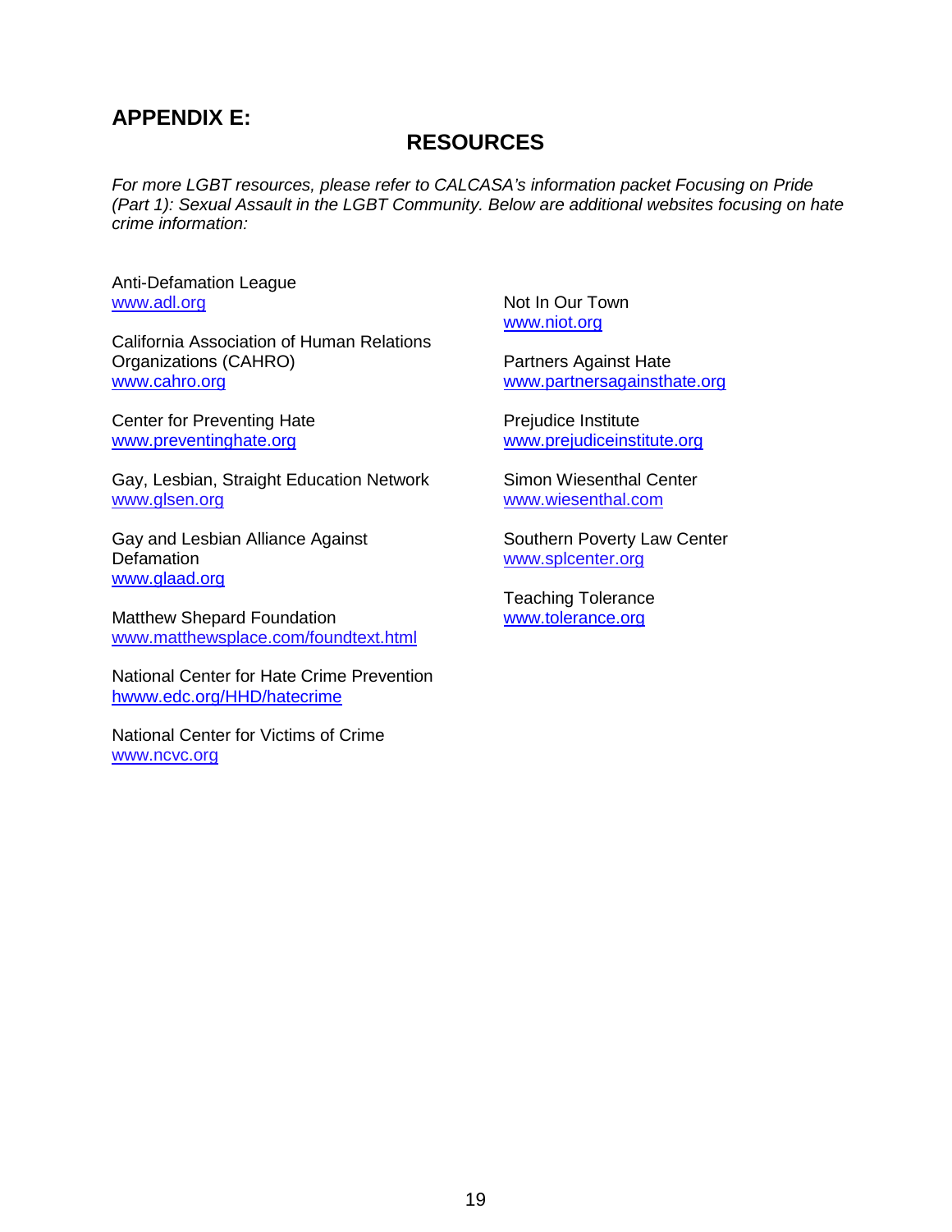## APPENDIX E:

## RESOURCES

*For more LGBT resources, please refer to CALCASA's information packet Focusing on Pride (Part 1): Sexual Assault in the LGBT Community. Below are additional websites focusing on hate crime information:*

Anti-Defamation League
www.adl.org

California Association of Human Relations Organizations (CAHRO)
www.cahro.org

Center for Preventing Hate
www.preventinghate.org

Gay, Lesbian, Straight Education Network
www.glsen.org

Gay and Lesbian Alliance Against Defamation
www.glaad.org

Matthew Shepard Foundation
www.matthewsplace.com/foundtext.html

National Center for Hate Crime Prevention
hwww.edc.org/HHD/hatecrime

National Center for Victims of Crime
www.ncvc.org

Not In Our Town
www.niot.org

Partners Against Hate
www.partnersagainsthate.org

Prejudice Institute
www.prejudiceinstitute.org

Simon Wiesenthal Center
www.wiesenthal.com

Southern Poverty Law Center
www.splcenter.org

Teaching Tolerance
www.tolerance.org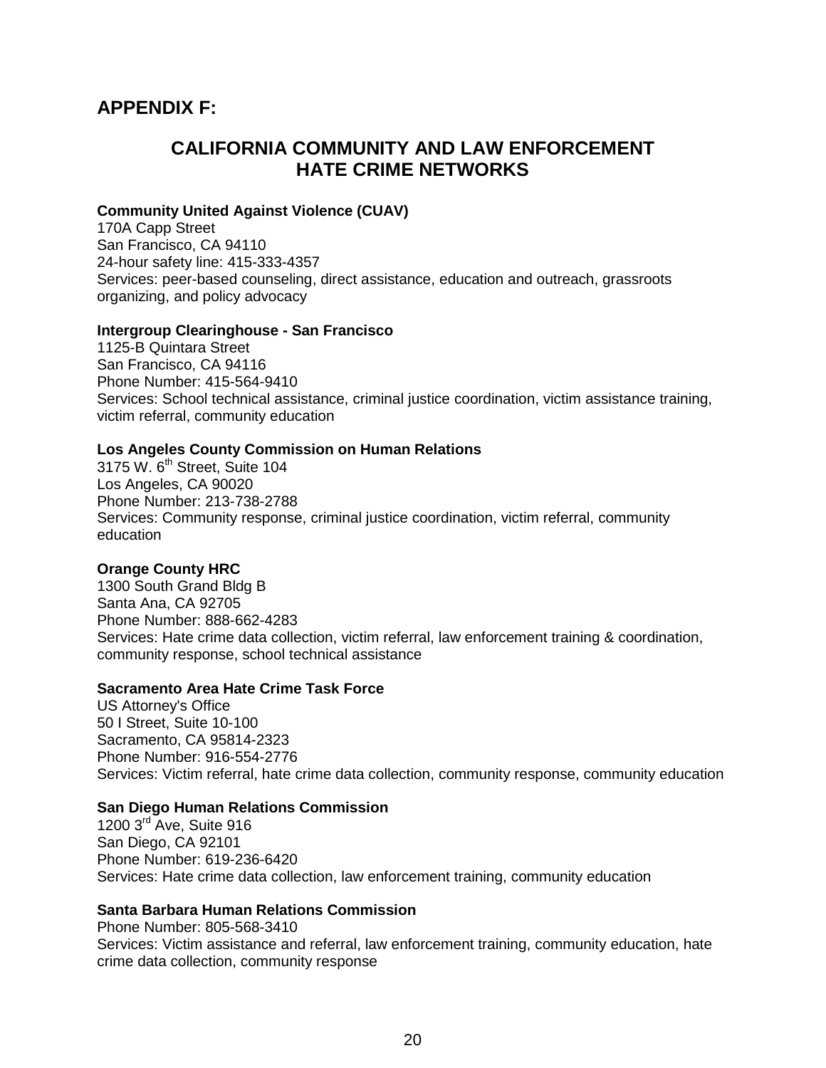## APPENDIX F:

# CALIFORNIA COMMUNITY AND LAW ENFORCEMENT HATE CRIME NETWORKS

**Community United Against Violence (CUAV)**
170A Capp Street
San Francisco, CA 94110
24-hour safety line: 415-333-4357
Services: peer-based counseling, direct assistance, education and outreach, grassroots organizing, and policy advocacy

**Intergroup Clearinghouse - San Francisco**
1125-B Quintara Street
San Francisco, CA 94116
Phone Number: 415-564-9410
Services: School technical assistance, criminal justice coordination, victim assistance training, victim referral, community education

**Los Angeles County Commission on Human Relations**
3175 W. 6th Street, Suite 104
Los Angeles, CA 90020
Phone Number: 213-738-2788
Services: Community response, criminal justice coordination, victim referral, community education

**Orange County HRC**
1300 South Grand Bldg B
Santa Ana, CA 92705
Phone Number: 888-662-4283
Services: Hate crime data collection, victim referral, law enforcement training & coordination, community response, school technical assistance

**Sacramento Area Hate Crime Task Force**
US Attorney's Office
50 I Street, Suite 10-100
Sacramento, CA 95814-2323
Phone Number: 916-554-2776
Services: Victim referral, hate crime data collection, community response, community education

**San Diego Human Relations Commission**
1200 3rd Ave, Suite 916
San Diego, CA 92101
Phone Number: 619-236-6420
Services: Hate crime data collection, law enforcement training, community education

**Santa Barbara Human Relations Commission**
Phone Number: 805-568-3410
Services: Victim assistance and referral, law enforcement training, community education, hate crime data collection, community response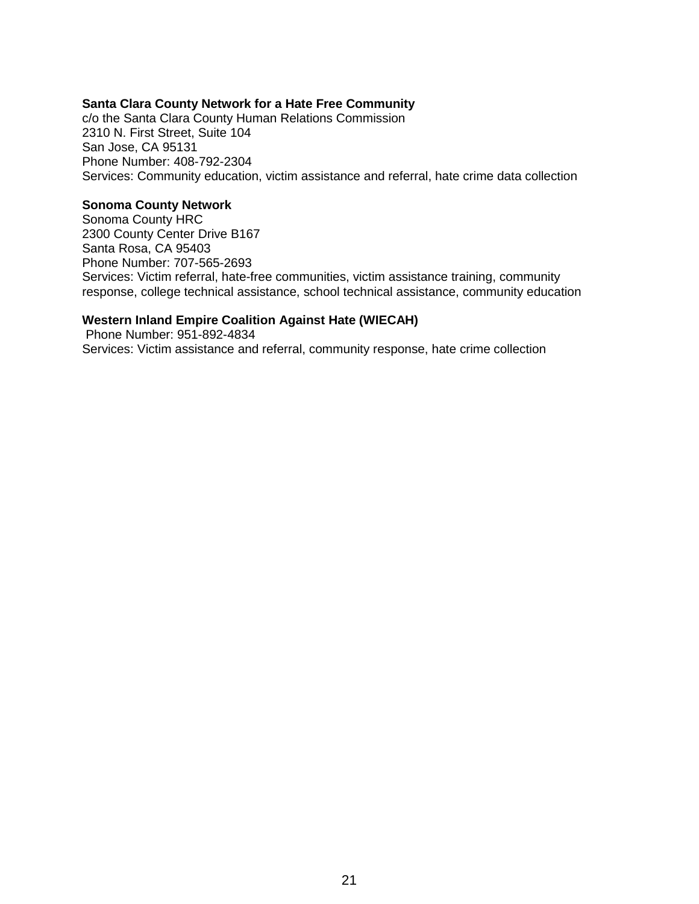**Santa Clara County Network for a Hate Free Community**
c/o the Santa Clara County Human Relations Commission
2310 N. First Street, Suite 104
San Jose, CA 95131
Phone Number: 408-792-2304
Services: Community education, victim assistance and referral, hate crime data collection

**Sonoma County Network**
Sonoma County HRC
2300 County Center Drive B167
Santa Rosa, CA 95403
Phone Number: 707-565-2693
Services: Victim referral, hate-free communities, victim assistance training, community response, college technical assistance, school technical assistance, community education

**Western Inland Empire Coalition Against Hate (WIECAH)**
Phone Number: 951-892-4834
Services: Victim assistance and referral, community response, hate crime collection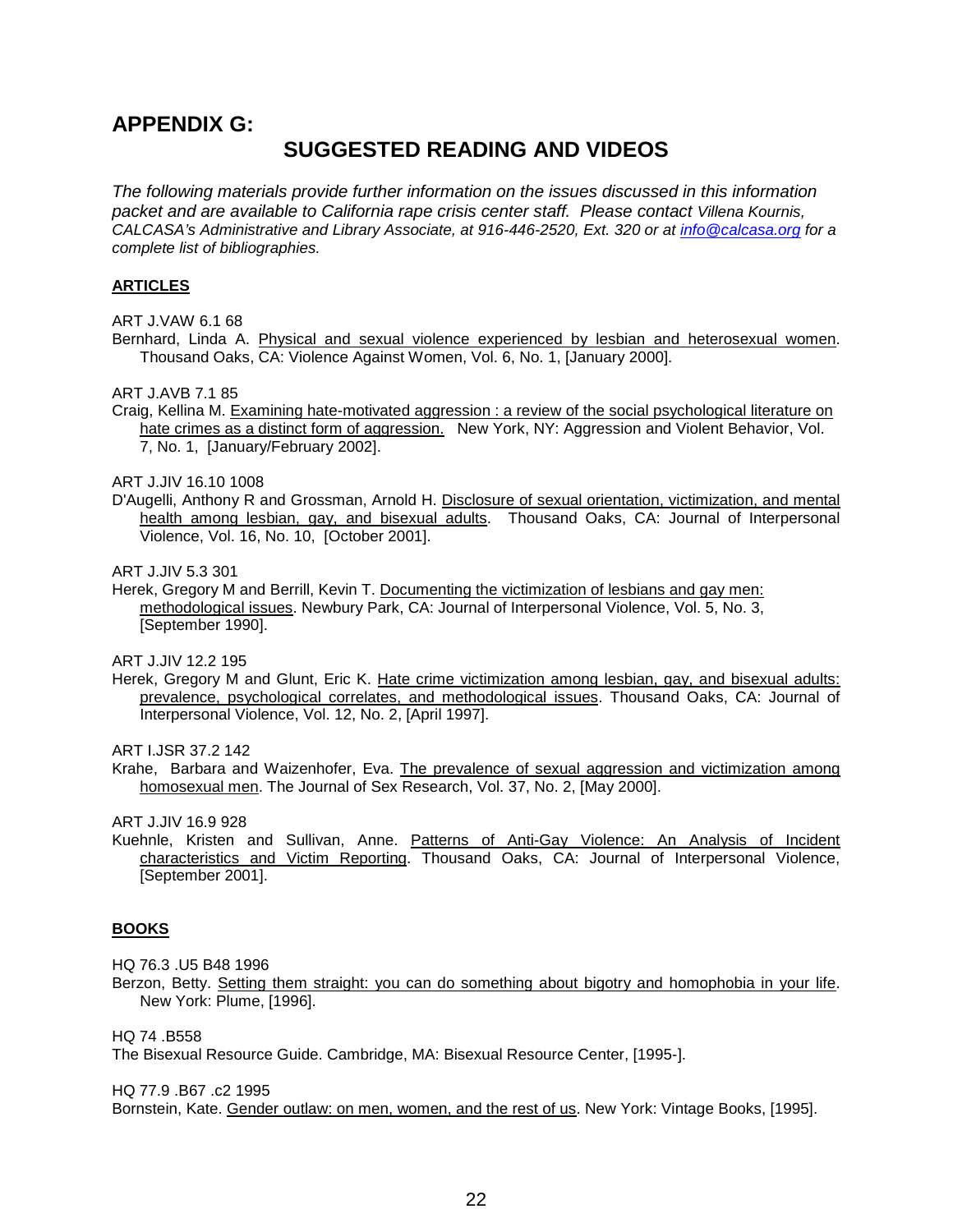# APPENDIX G:

## SUGGESTED READING AND VIDEOS

*The following materials provide further information on the issues discussed in this information packet and are available to California rape crisis center staff. Please contact Villena Kournis, CALCASA's Administrative and Library Associate, at 916-446-2520, Ext. 320 or at [info@calcasa.org](mailto:info@calcasa.org) for a complete list of bibliographies.*

### ARTICLES

ART J.VAW 6.1 68
Bernhard, Linda A. Physical and sexual violence experienced by lesbian and heterosexual women. Thousand Oaks, CA: Violence Against Women, Vol. 6, No. 1, [January 2000].

ART J.AVB 7.1 85
Craig, Kellina M. Examining hate-motivated aggression : a review of the social psychological literature on hate crimes as a distinct form of aggression. New York, NY: Aggression and Violent Behavior, Vol. 7, No. 1, [January/February 2002].

ART J.JIV 16.10 1008
D'Augelli, Anthony R and Grossman, Arnold H. Disclosure of sexual orientation, victimization, and mental health among lesbian, gay, and bisexual adults. Thousand Oaks, CA: Journal of Interpersonal Violence, Vol. 16, No. 10, [October 2001].

ART J.JIV 5.3 301
Herek, Gregory M and Berrill, Kevin T. Documenting the victimization of lesbians and gay men: methodological issues. Newbury Park, CA: Journal of Interpersonal Violence, Vol. 5, No. 3, [September 1990].

ART J.JIV 12.2 195
Herek, Gregory M and Glunt, Eric K. Hate crime victimization among lesbian, gay, and bisexual adults: prevalence, psychological correlates, and methodological issues. Thousand Oaks, CA: Journal of Interpersonal Violence, Vol. 12, No. 2, [April 1997].

ART I.JSR 37.2 142
Krahe, Barbara and Waizenhofer, Eva. The prevalence of sexual aggression and victimization among homosexual men. The Journal of Sex Research, Vol. 37, No. 2, [May 2000].

ART J.JIV 16.9 928
Kuehnle, Kristen and Sullivan, Anne. Patterns of Anti-Gay Violence: An Analysis of Incident characteristics and Victim Reporting. Thousand Oaks, CA: Journal of Interpersonal Violence, [September 2001].

### BOOKS

HQ 76.3 .U5 B48 1996
Berzon, Betty. Setting them straight: you can do something about bigotry and homophobia in your life. New York: Plume, [1996].

HQ 74 .B558
The Bisexual Resource Guide. Cambridge, MA: Bisexual Resource Center, [1995-].

HQ 77.9 .B67 .c2 1995
Bornstein, Kate. Gender outlaw: on men, women, and the rest of us. New York: Vintage Books, [1995].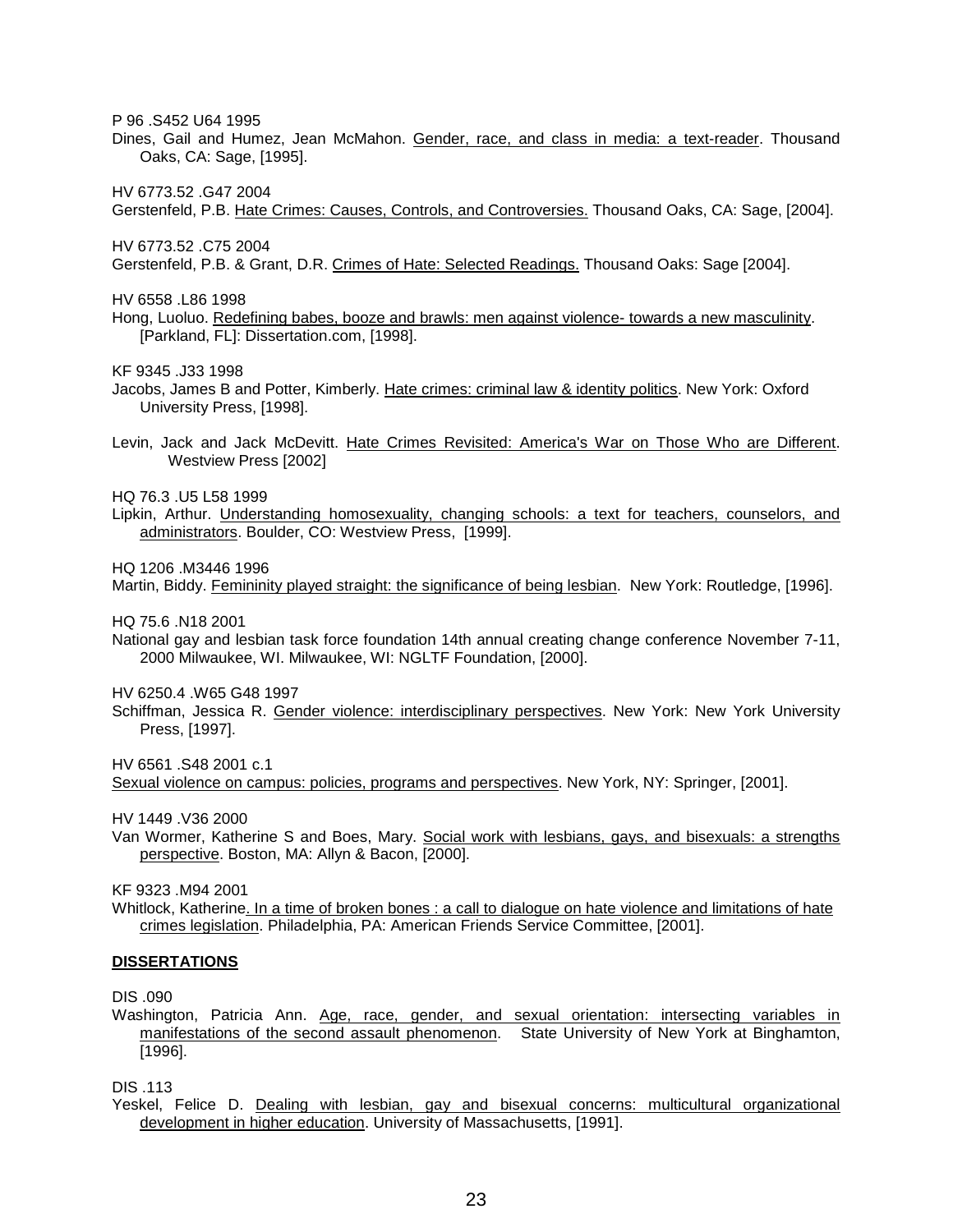P 96 .S452 U64 1995
Dines, Gail and Humez, Jean McMahon. Gender, race, and class in media: a text-reader. Thousand Oaks, CA: Sage, [1995].

HV 6773.52 .G47 2004
Gerstenfeld, P.B. Hate Crimes: Causes, Controls, and Controversies. Thousand Oaks, CA: Sage, [2004].

HV 6773.52 .C75 2004
Gerstenfeld, P.B. & Grant, D.R. Crimes of Hate: Selected Readings. Thousand Oaks: Sage [2004].

HV 6558 .L86 1998
Hong, Luoluo. Redefining babes, booze and brawls: men against violence- towards a new masculinity. [Parkland, FL]: Dissertation.com, [1998].

KF 9345 .J33 1998
Jacobs, James B and Potter, Kimberly. Hate crimes: criminal law & identity politics. New York: Oxford University Press, [1998].

Levin, Jack and Jack McDevitt. Hate Crimes Revisited: America's War on Those Who are Different. Westview Press [2002]

HQ 76.3 .U5 L58 1999
Lipkin, Arthur. Understanding homosexuality, changing schools: a text for teachers, counselors, and administrators. Boulder, CO: Westview Press, [1999].

HQ 1206 .M3446 1996
Martin, Biddy. Femininity played straight: the significance of being lesbian. New York: Routledge, [1996].

HQ 75.6 .N18 2001
National gay and lesbian task force foundation 14th annual creating change conference November 7-11, 2000 Milwaukee, WI. Milwaukee, WI: NGLTF Foundation, [2000].

HV 6250.4 .W65 G48 1997
Schiffman, Jessica R. Gender violence: interdisciplinary perspectives. New York: New York University Press, [1997].

HV 6561 .S48 2001 c.1
Sexual violence on campus: policies, programs and perspectives. New York, NY: Springer, [2001].

HV 1449 .V36 2000
Van Wormer, Katherine S and Boes, Mary. Social work with lesbians, gays, and bisexuals: a strengths perspective. Boston, MA: Allyn & Bacon, [2000].

KF 9323 .M94 2001
Whitlock, Katherine. In a time of broken bones : a call to dialogue on hate violence and limitations of hate crimes legislation. Philadelphia, PA: American Friends Service Committee, [2001].

**DISSERTATIONS**

DIS .090
Washington, Patricia Ann. Age, race, gender, and sexual orientation: intersecting variables in manifestations of the second assault phenomenon. State University of New York at Binghamton, [1996].

DIS .113
Yeskel, Felice D. Dealing with lesbian, gay and bisexual concerns: multicultural organizational development in higher education. University of Massachusetts, [1991].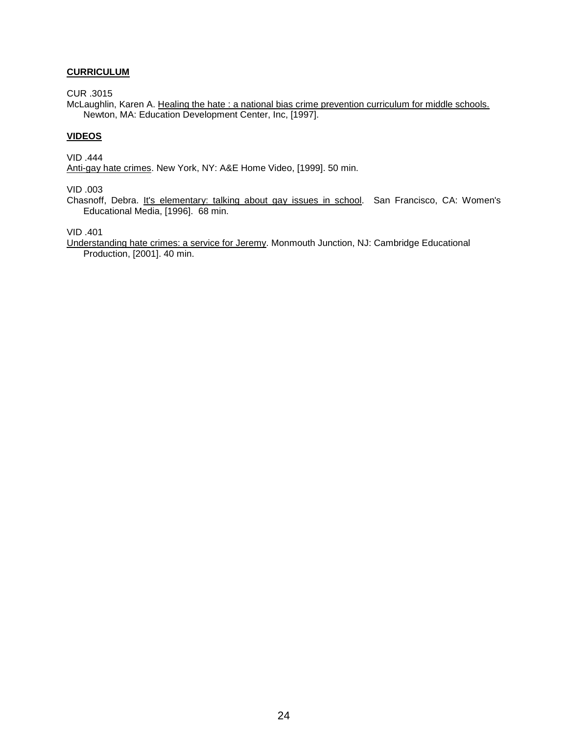## CURRICULUM

CUR .3015
McLaughlin, Karen A. Healing the hate : a national bias crime prevention curriculum for middle schools. Newton, MA: Education Development Center, Inc, [1997].

## VIDEOS

VID .444
Anti-gay hate crimes. New York, NY: A&E Home Video, [1999]. 50 min.

VID .003
Chasnoff, Debra. It's elementary: talking about gay issues in school. San Francisco, CA: Women's Educational Media, [1996]. 68 min.

VID .401
Understanding hate crimes: a service for Jeremy. Monmouth Junction, NJ: Cambridge Educational Production, [2001]. 40 min.